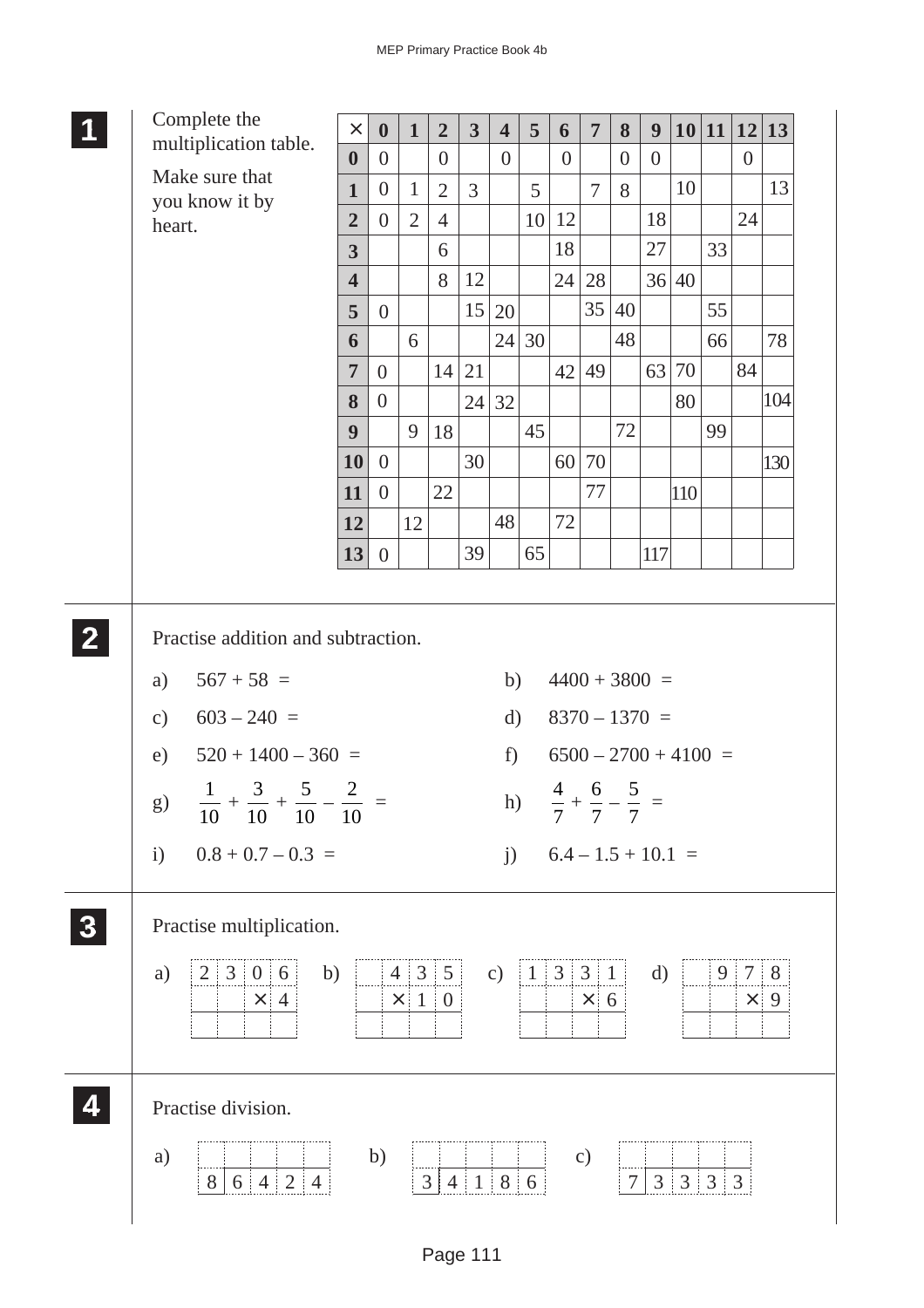## 1

Complete the multiplication table.

Make sure that you know it by heart.

| × | 0 | 1 | 2 | 3 | 4 | 5 | 6 | 7 | 8 | 9 | 10 | 11 | 12 | 13 |
|---|---|---|---|---|---|---|---|---|---|---|---|---|---|---|
| **0** | 0 | | 0 | | 0 | | 0 | | 0 | 0 | | | 0 | |
| **1** | 0 | 1 | 2 | 3 | | 5 | | 7 | 8 | | 10 | | | 13 |
| **2** | 0 | 2 | 4 | | | 10 | 12 | | | 18 | | | 24 | |
| **3** | | | 6 | | | | 18 | | | 27 | | 33 | | |
| **4** | | | 8 | 12 | | | 24 | 28 | | 36 | 40 | | | |
| **5** | 0 | | | 15 | 20 | | | 35 | 40 | | | 55 | | |
| **6** | | 6 | | | 24 | 30 | | | 48 | | | 66 | | 78 |
| **7** | 0 | | 14 | 21 | | | 42 | 49 | | 63 | 70 | | 84 | |
| **8** | 0 | | | 24 | 32 | | | | | | 80 | | | 104 |
| **9** | | 9 | 18 | | | 45 | | | 72 | | | 99 | | |
| **10** | 0 | | | 30 | | | 60 | 70 | | | | | | 130 |
| **11** | 0 | | 22 | | | | | 77 | | | 110 | | | |
| **12** | | 12 | | | 48 | | 72 | | | | | | | |
| **13** | 0 | | | 39 | | 65 | | | | 117 | | | | |

## 2

Practise addition and subtraction.

a) 567 + 58 =

b) 4400 + 3800 =

c) 603 – 240 =

d) 8370 – 1370 =

e) 520 + 1400 – 360 =

f) 6500 – 2700 + 4100 =

g) $\frac{1}{10} + \frac{3}{10} + \frac{5}{10} - \frac{2}{10} =$

h) $\frac{4}{7} + \frac{6}{7} - \frac{5}{7} =$

i) 0.8 + 0.7 – 0.3 =

j) 6.4 – 1.5 + 10.1 =

## 3

Practise multiplication.

a) 2306 × 4

b) 435 × 10

c) 1331 × 6

d) 978 × 9

## 4

Practise division.

a) 8 | 6424

b) 3 | 4186

c) 7 | 3333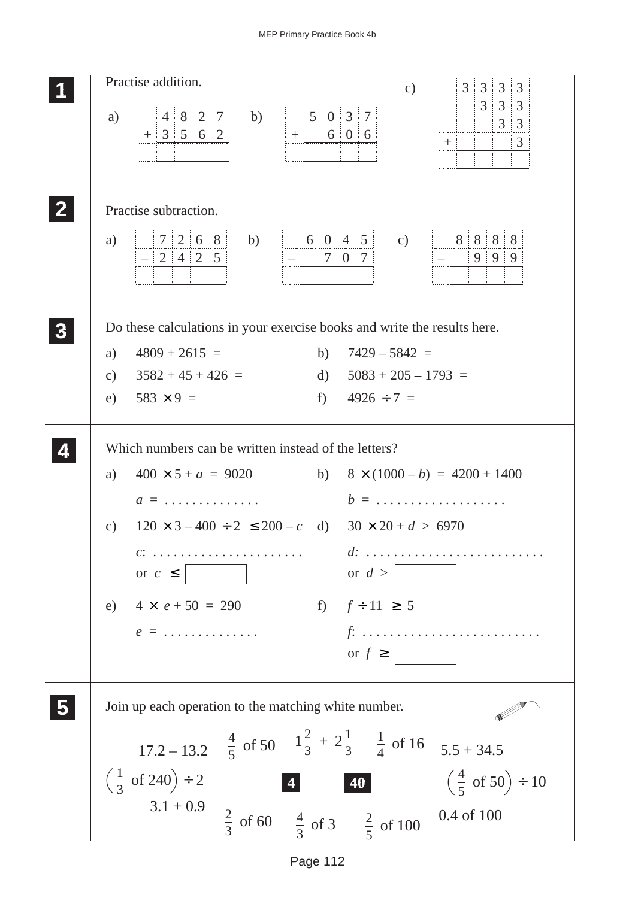## 1

Practise addition.

a)

| | 4 | 8 | 2 | 7 |
|---|---|---|---|---|
| + | 3 | 5 | 6 | 2 |
| | | | | |

b)

| | 5 | 0 | 3 | 7 |
|---|---|---|---|---|
| + | | 6 | 0 | 6 |
| | | | | |

c)

| | 3 | 3 | 3 | 3 |
|---|---|---|---|---|
| | | 3 | 3 | 3 |
| | | | 3 | 3 |
| + | | | | 3 |
| | | | | |

## 2

Practise subtraction.

a)

| | 7 | 2 | 6 | 8 |
|---|---|---|---|---|
| – | 2 | 4 | 2 | 5 |
| | | | | |

b)

| | 6 | 0 | 4 | 5 |
|---|---|---|---|---|
| – | | 7 | 0 | 7 |
| | | | | |

c)

| | 8 | 8 | 8 | 8 |
|---|---|---|---|---|
| – | | 9 | 9 | 9 |
| | | | | |

## 3

Do these calculations in your exercise books and write the results here.

a) $4809 + 2615 =$

b) $7429 - 5842 =$

c) $3582 + 45 + 426 =$

d) $5083 + 205 - 1793 =$

e) $583 \times 9 =$

f) $4926 \div 7 =$

## 4

Which numbers can be written instead of the letters?

a) $400 \times 5 + a = 9020$

$a =$ . . . . . . . . . . . . . .

b) $8 \times (1000 - b) = 4200 + 1400$

$b =$ . . . . . . . . . . . . . . . . . . .

c) $120 \times 3 - 400 \div 2 \leq 200 - c$

$c$: . . . . . . . . . . . . . . . . . . . . . .

or $c \leq$ ☐

d) $30 \times 20 + d > 6970$

$d$: . . . . . . . . . . . . . . . . . . . . . . . . . .

or $d >$ ☐

e) $4 \times e + 50 = 290$

$e =$ . . . . . . . . . . . . . .

f) $f \div 11 \geq 5$

$f$: . . . . . . . . . . . . . . . . . . . . . . . . . .

or $f \geq$ ☐

## 5

Join up each operation to the matching white number.

$17.2 - 13.2$ $\quad \frac{4}{5}$ of 50 $\quad 1\frac{2}{3} + 2\frac{1}{3}$ $\quad \frac{1}{4}$ of 16 $\quad 5.5 + 34.5$

$\left(\frac{1}{3} \text{ of } 240\right) \div 2$ $\quad$ **4** $\quad$ **40** $\quad \left(\frac{4}{5} \text{ of } 50\right) \div 10$

$3.1 + 0.9$ $\quad \frac{2}{3}$ of 60 $\quad \frac{4}{3}$ of 3 $\quad \frac{2}{5}$ of 100 $\quad 0.4$ of 100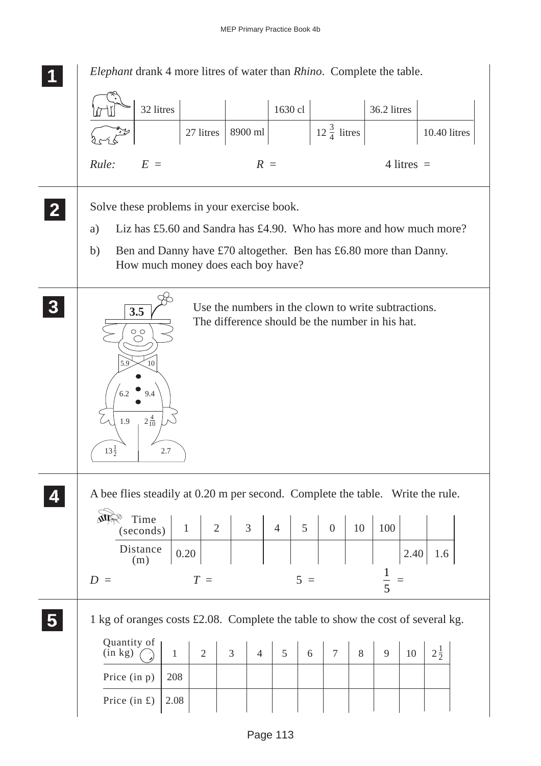**1**

*Elephant* drank 4 more litres of water than *Rhino*. Complete the table.

| | | | | | | | |
|---|---|---|---|---|---|---|---|
| Elephant | 32 litres | | | 1630 cl | | 36.2 litres | |
| Rhino | | 27 litres | 8900 ml | | $12\frac{3}{4}$ litres | | 10.40 litres |

*Rule:* $E$ = $R$ = 4 litres =

**2**

Solve these problems in your exercise book.

a) Liz has £5.60 and Sandra has £4.90. Who has more and how much more?

b) Ben and Danny have £70 altogether. Ben has £6.80 more than Danny. How much money does each boy have?

**3**

3.5

5.9, 10, 6.2, 9.4, 1.9, $2\frac{4}{10}$, $13\frac{1}{2}$, 2.7

Use the numbers in the clown to write subtractions. The difference should be the number in his hat.

**4**

A bee flies steadily at 0.20 m per second. Complete the table. Write the rule.

| Time (seconds) | 1 | 2 | 3 | 4 | 5 | 0 | 10 | 100 | | |
|---|---|---|---|---|---|---|---|---|---|---|
| Distance (m) | 0.20 | | | | | | | | 2.40 | 1.6 |

$D$ = $T$ = 5 = $\frac{1}{5}$ =

**5**

1 kg of oranges costs £2.08. Complete the table to show the cost of several kg.

| Quantity of oranges (in kg) | 1 | 2 | 3 | 4 | 5 | 6 | 7 | 8 | 9 | 10 | $2\frac{1}{2}$ |
|---|---|---|---|---|---|---|---|---|---|---|---|
| Price (in p) | 208 | | | | | | | | | | |
| Price (in £) | 2.08 | | | | | | | | | | |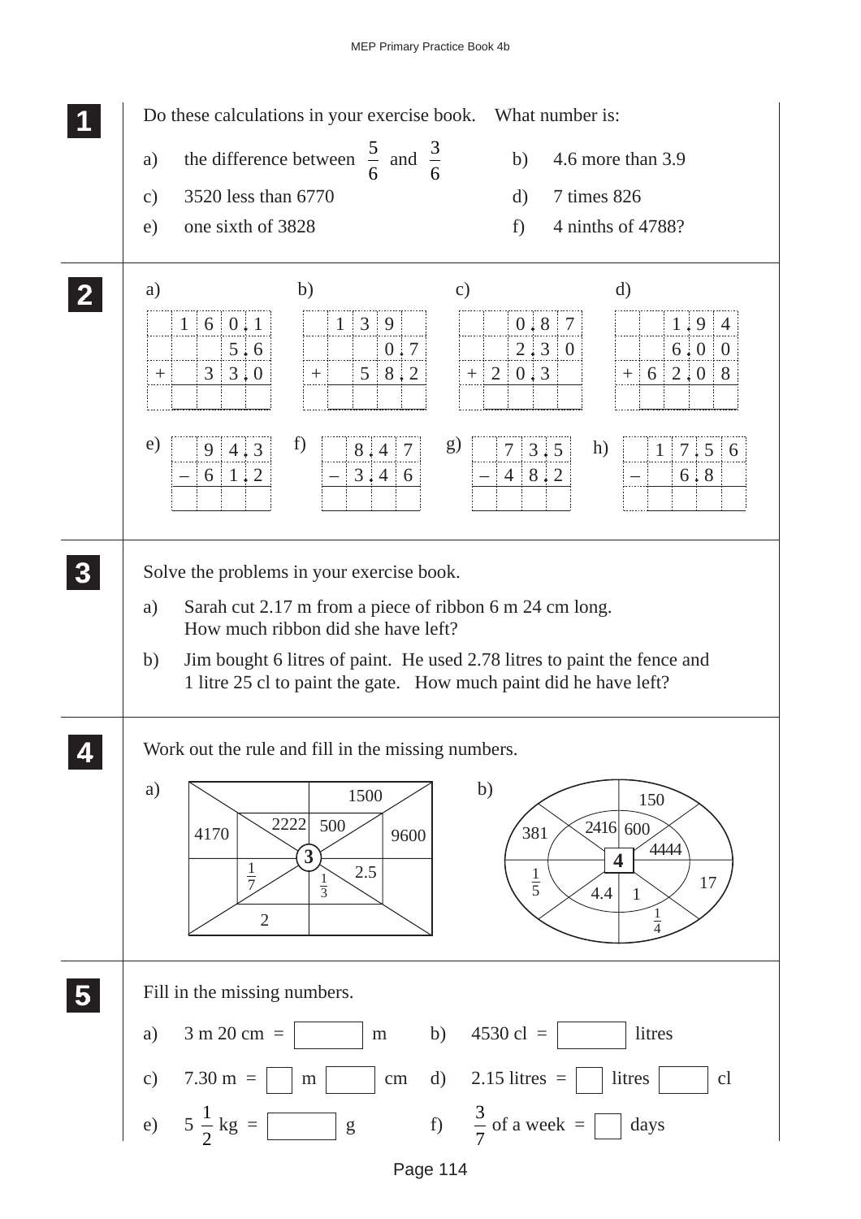**1** Do these calculations in your exercise book. What number is:

a) the difference between $\frac{5}{6}$ and $\frac{3}{6}$

b) 4.6 more than 3.9

c) 3520 less than 6770

d) 7 times 826

e) one sixth of 3828

f) 4 ninths of 4788?

**2**

a)

| | 1 | 6 | 0 . | 1 |
|---|---|---|---|---|
| | | | 5 . | 6 |
| + | | 3 | 3 . | 0 |
| | | | | |

b)

| | 1 | 3 | 9 | |
|---|---|---|---|---|
| | | | 0 . | 7 |
| + | | 5 | 8 . | 2 |
| | | | | |

c)

| | | 0 . | 8 | 7 |
|---|---|---|---|---|
| | | 2 . | 3 | 0 |
| + | 2 | 0 . | 3 | |
| | | | | |

d)

| | | 1 . | 9 | 4 |
|---|---|---|---|---|
| | | 6 . | 0 | 0 |
| + | 6 | 2 . | 0 | 8 |
| | | | | |

e)

| | 9 | 4 . | 3 |
|---|---|---|---|
| – | 6 | 1 . | 2 |
| | | | |

f)

| | 8 . | 4 | 7 |
|---|---|---|---|
| – | 3 . | 4 | 6 |
| | | | |

g)

| | 7 | 3 . | 5 |
|---|---|---|---|
| – | 4 | 8 . | 2 |
| | | | |

h)

| | 1 | 7 . | 5 | 6 |
|---|---|---|---|---|
| – | | 6 . | 8 | |
| | | | | |

**3** Solve the problems in your exercise book.

a) Sarah cut 2.17 m from a piece of ribbon 6 m 24 cm long.
How much ribbon did she have left?

b) Jim bought 6 litres of paint. He used 2.78 litres to paint the fence and 1 litre 25 cl to paint the gate. How much paint did he have left?

**4** Work out the rule and fill in the missing numbers.

a) Rule centre: **3**. Inner values: 2222, 500, $\frac{1}{7}$, $\frac{1}{3}$, 2.5. Outer values: 1500, 4170, 9600, 2.

b) Rule centre: **4**. Inner values: 2416, 600, 4444, 4.4, 1. Outer values: 150, 381, $\frac{1}{5}$, 17, $\frac{1}{4}$.

**5** Fill in the missing numbers.

a) 3 m 20 cm = ☐ m

b) 4530 cl = ☐ litres

c) 7.30 m = ☐ m ☐ cm

d) 2.15 litres = ☐ litres ☐ cl

e) $5\frac{1}{2}$ kg = ☐ g

f) $\frac{3}{7}$ of a week = ☐ days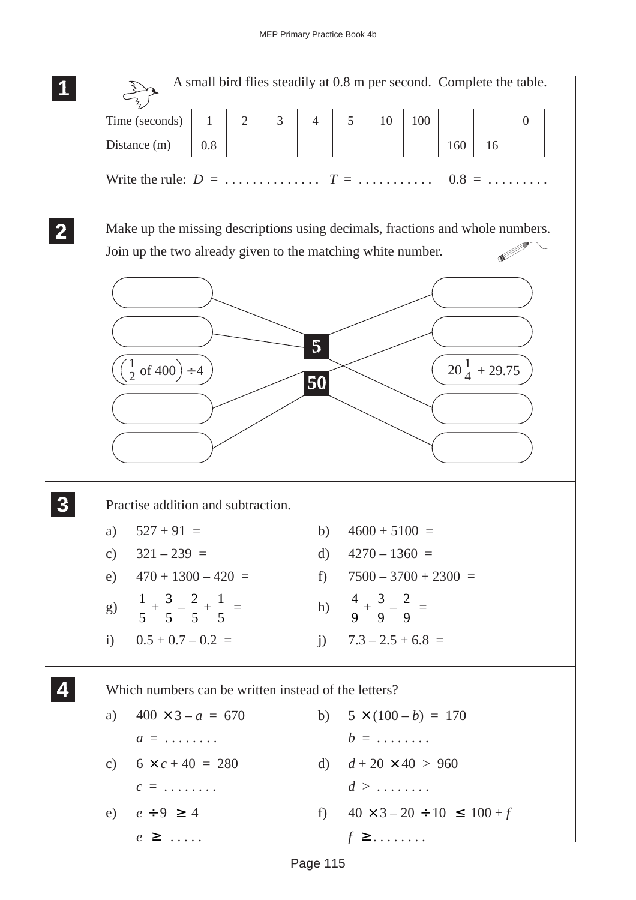**1** A small bird flies steadily at 0.8 m per second. Complete the table.

| Time (seconds) | 1 | 2 | 3 | 4 | 5 | 10 | 100 | | | 0 |
|---|---|---|---|---|---|---|---|---|---|---|
| Distance (m) | 0.8 | | | | | | | 160 | 16 | |

Write the rule: $D$ = . . . . . . . . . . . . . . $T$ = . . . . . . . . . . . 0.8 = . . . . . . . . .

**2** Make up the missing descriptions using decimals, fractions and whole numbers. Join up the two already given to the matching white number.

Left: ( ) ( ) $\left(\frac{1}{2} \text{ of } 400\right) \div 4$ ( ) ( )

Centre: **5** **50**

Right: ( ) ( ) $20\frac{1}{4} + 29.75$ ( ) ( )

**3** Practise addition and subtraction.

a) $527 + 91 =$

b) $4600 + 5100 =$

c) $321 - 239 =$

d) $4270 - 1360 =$

e) $470 + 1300 - 420 =$

f) $7500 - 3700 + 2300 =$

g) $\frac{1}{5} + \frac{3}{5} - \frac{2}{5} + \frac{1}{5} =$

h) $\frac{4}{9} + \frac{3}{9} - \frac{2}{9} =$

i) $0.5 + 0.7 - 0.2 =$

j) $7.3 - 2.5 + 6.8 =$

**4** Which numbers can be written instead of the letters?

a) $400 \times 3 - a = 670$

$a$ = . . . . . . . .

b) $5 \times (100 - b) = 170$

$b$ = . . . . . . . .

c) $6 \times c + 40 = 280$

$c$ = . . . . . . . .

d) $d + 20 \times 40 > 960$

$d$ > . . . . . . . .

e) $e \div 9 \geq 4$

$e$ ≥ . . . . .

f) $40 \times 3 - 20 \div 10 \leq 100 + f$

$f$ ≥ . . . . . . . .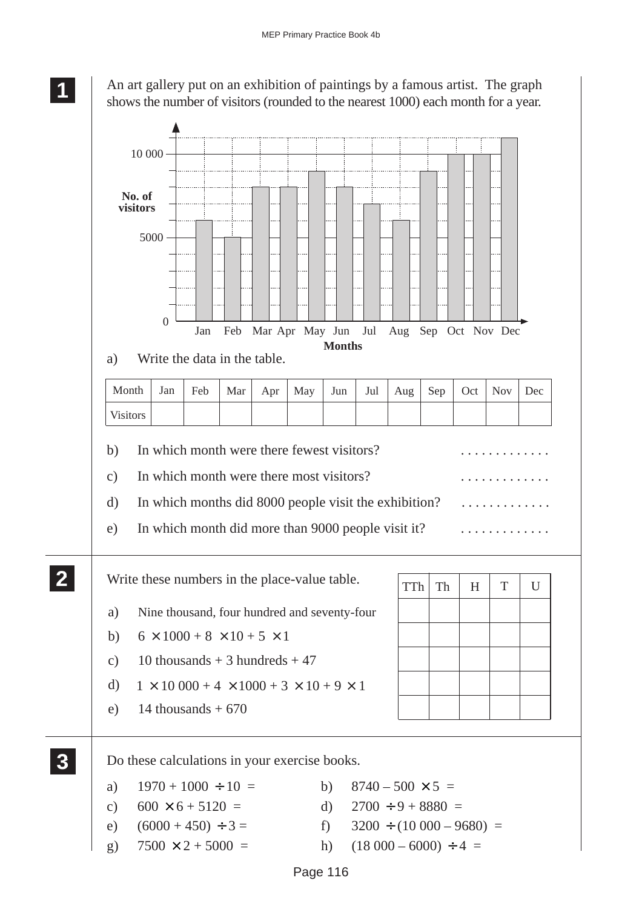**1**

An art gallery put on an exhibition of paintings by a famous artist. The graph shows the number of visitors (rounded to the nearest 1000) each month for a year.

a) Write the data in the table.

| Month | Jan | Feb | Mar | Apr | May | Jun | Jul | Aug | Sep | Oct | Nov | Dec |
|---|---|---|---|---|---|---|---|---|---|---|---|---|
| Visitors | | | | | | | | | | | | |

b) In which month were there fewest visitors? . . . . . . . . . . . . .

c) In which month were there most visitors? . . . . . . . . . . . . .

d) In which months did 8000 people visit the exhibition? . . . . . . . . . . . . .

e) In which month did more than 9000 people visit it? . . . . . . . . . . . . .

**2**

Write these numbers in the place-value table.

a) Nine thousand, four hundred and seventy-four

b) $6 \times 1000 + 8 \times 10 + 5 \times 1$

c) 10 thousands + 3 hundreds + 47

d) $1 \times 10\,000 + 4 \times 1000 + 3 \times 10 + 9 \times 1$

e) 14 thousands + 670

| TTh | Th | H | T | U |
|---|---|---|---|---|
| | | | | |
| | | | | |
| | | | | |
| | | | | |
| | | | | |

**3**

Do these calculations in your exercise books.

a) $1970 + 1000 \div 10 =$

b) $8740 - 500 \times 5 =$

c) $600 \times 6 + 5120 =$

d) $2700 \div 9 + 8880 =$

e) $(6000 + 450) \div 3 =$

f) $3200 \div (10\,000 - 9680) =$

g) $7500 \times 2 + 5000 =$

h) $(18\,000 - 6000) \div 4 =$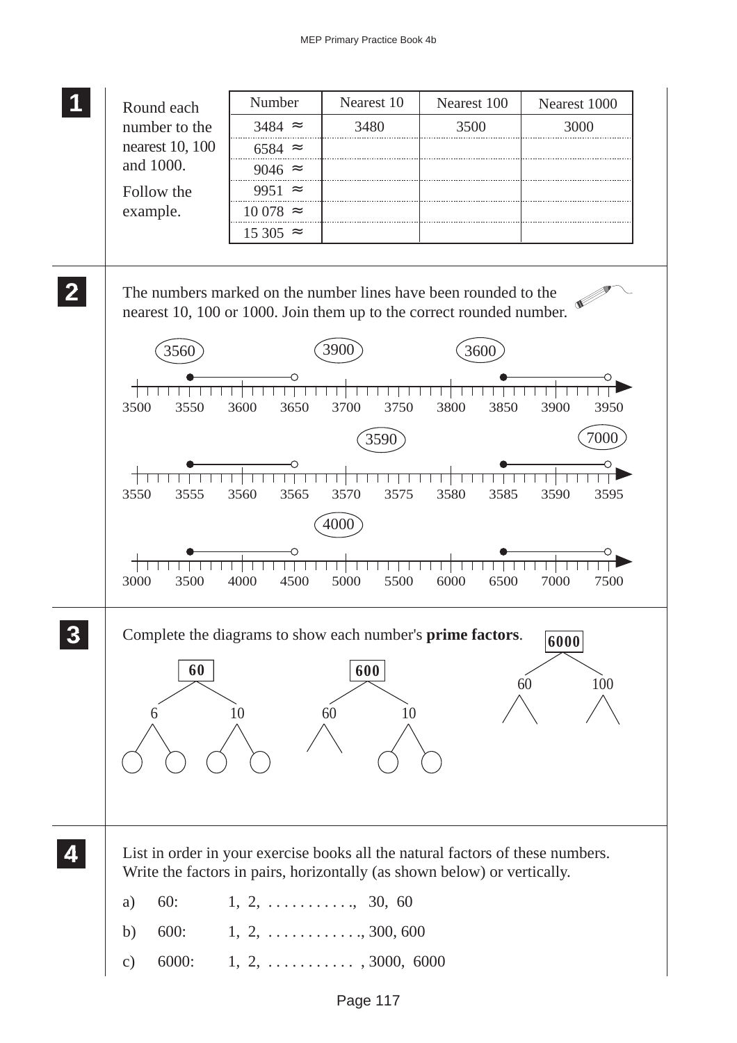**1** Round each number to the nearest 10, 100 and 1000.

Follow the example.

| Number | Nearest 10 | Nearest 100 | Nearest 1000 |
|---|---|---|---|
| 3484 ≈ | 3480 | 3500 | 3000 |
| 6584 ≈ | | | |
| 9046 ≈ | | | |
| 9951 ≈ | | | |
| 10 078 ≈ | | | |
| 15 305 ≈ | | | |

**2** The numbers marked on the number lines have been rounded to the nearest 10, 100 or 1000. Join them up to the correct rounded number.

(3560) (3900) (3600)

3500 3550 3600 3650 3700 3750 3800 3850 3900 3950

(3590) (7000)

3550 3555 3560 3565 3570 3575 3580 3585 3590 3595

(4000)

3000 3500 4000 4500 5000 5500 6000 6500 7000 7500

**3** Complete the diagrams to show each number's **prime factors**.

**60**: 6, 10

**600**: 60, 10

**6000**: 60, 100

**4** List in order in your exercise books all the natural factors of these numbers. Write the factors in pairs, horizontally (as shown below) or vertically.

a) 60: 1, 2, . . . . . . . . . . ., 30, 60

b) 600: 1, 2, . . . . . . . . . . . ., 300, 600

c) 6000: 1, 2, . . . . . . . . . . . , 3000, 6000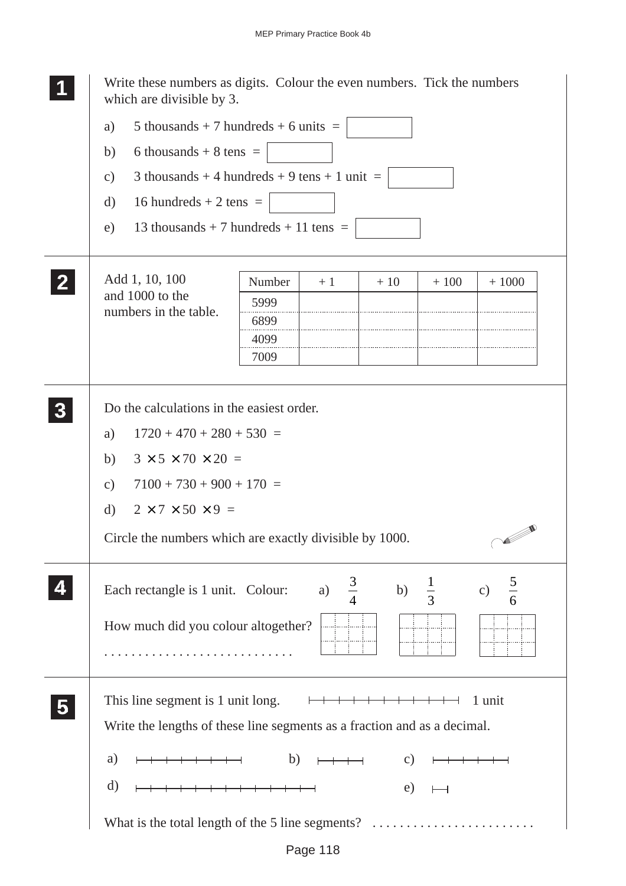**1**

Write these numbers as digits. Colour the even numbers. Tick the numbers which are divisible by 3.

a) 5 thousands + 7 hundreds + 6 units = ☐

b) 6 thousands + 8 tens = ☐

c) 3 thousands + 4 hundreds + 9 tens + 1 unit = ☐

d) 16 hundreds + 2 tens = ☐

e) 13 thousands + 7 hundreds + 11 tens = ☐

**2**

Add 1, 10, 100 and 1000 to the numbers in the table.

| Number | + 1 | + 10 | + 100 | + 1000 |
|---|---|---|---|---|
| 5999 | | | | |
| 6899 | | | | |
| 4099 | | | | |
| 7009 | | | | |

**3**

Do the calculations in the easiest order.

a) 1720 + 470 + 280 + 530 =

b) $3 \times 5 \times 70 \times 20$ =

c) 7100 + 730 + 900 + 170 =

d) $2 \times 7 \times 50 \times 9$ =

Circle the numbers which are exactly divisible by 1000.

**4**

Each rectangle is 1 unit. Colour: a) $\frac{3}{4}$ b) $\frac{1}{3}$ c) $\frac{5}{6}$

How much did you colour altogether?

. . . . . . . . . . . . . . . . . . . . . . . . . . .

**5**

This line segment is 1 unit long. (1 unit)

Write the lengths of these line segments as a fraction and as a decimal.

a) b) c)

d) e)

What is the total length of the 5 line segments? . . . . . . . . . . . . . . . . . . . . . . . .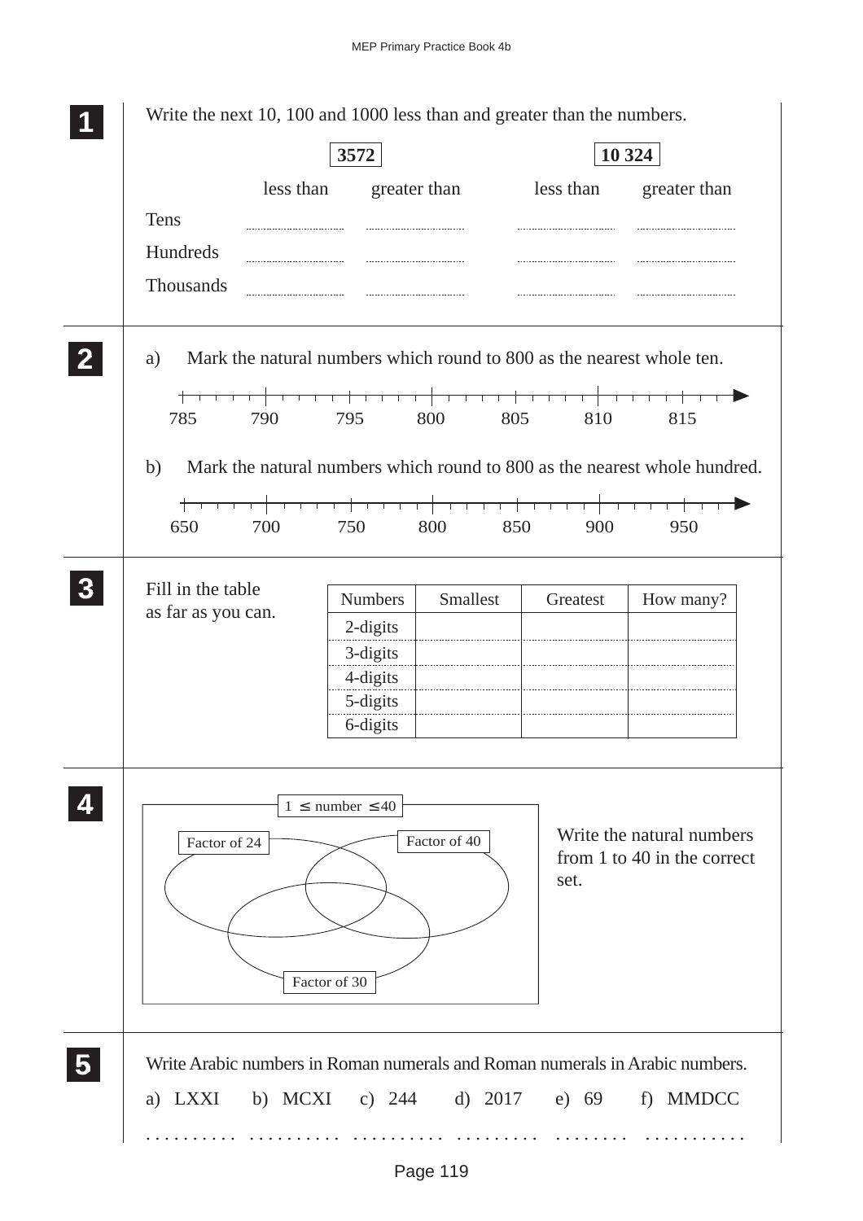**1**

Write the next 10, 100 and 1000 less than and greater than the numbers.

| | 3572 less than | 3572 greater than | 10 324 less than | 10 324 greater than |
|---|---|---|---|---|
| Tens | .......... | .......... | .......... | .......... |
| Hundreds | .......... | .......... | .......... | .......... |
| Thousands | .......... | .......... | .......... | .......... |

**2**

a) Mark the natural numbers which round to 800 as the nearest whole ten.

785 790 795 800 805 810 815

b) Mark the natural numbers which round to 800 as the nearest whole hundred.

650 700 750 800 850 900 950

**3**

Fill in the table as far as you can.

| Numbers | Smallest | Greatest | How many? |
|---|---|---|---|
| 2-digits | | | |
| 3-digits | | | |
| 4-digits | | | |
| 5-digits | | | |
| 6-digits | | | |

**4**

$1 \leq$ number $\leq 40$

Factor of 24

Factor of 40

Factor of 30

Write the natural numbers from 1 to 40 in the correct set.

**5**

Write Arabic numbers in Roman numerals and Roman numerals in Arabic numbers.

a) LXXI b) MCXI c) 244 d) 2017 e) 69 f) MMDCC

.......... .......... .......... .......... .......... ..........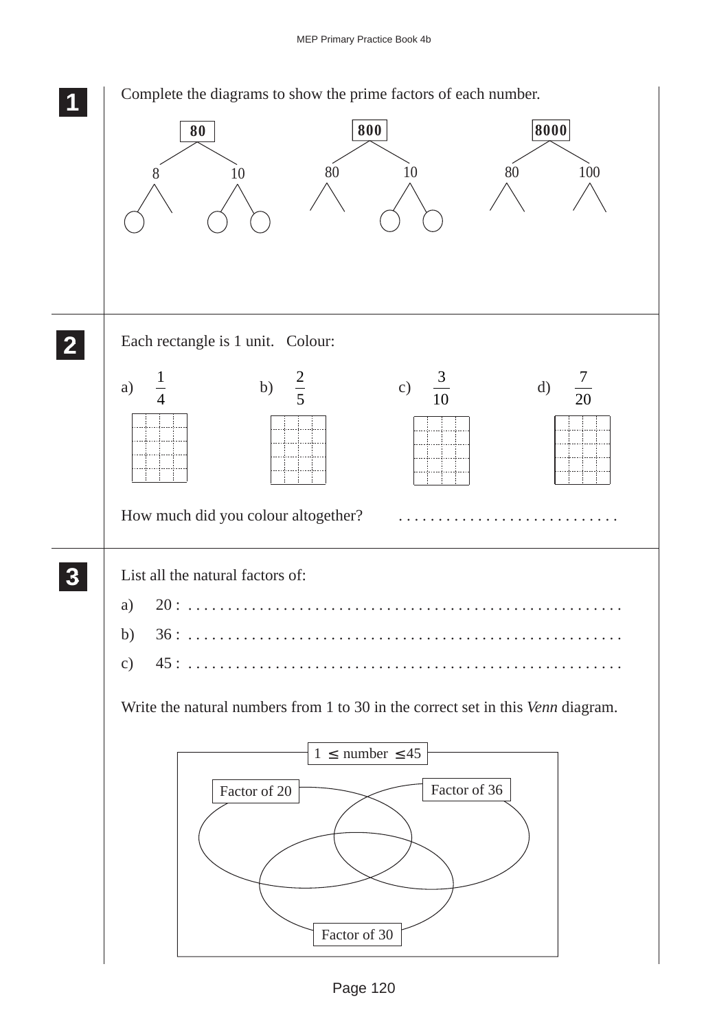**1** Complete the diagrams to show the prime factors of each number.

80: 8, 10

800: 80, 10

8000: 80, 100

**2** Each rectangle is 1 unit. Colour:

a) $\frac{1}{4}$ b) $\frac{2}{5}$ c) $\frac{3}{10}$ d) $\frac{7}{20}$

How much did you colour altogether? . . . . . . . . . . . . . . . . . . . . . . . . . . . .

**3** List all the natural factors of:

a) 20 : . . . . . . . . . . . . . . . . . . . . . . . . . . . . . . . . . . . . . . . . . . . . . . . . . . . . .

b) 36 : . . . . . . . . . . . . . . . . . . . . . . . . . . . . . . . . . . . . . . . . . . . . . . . . . . . . .

c) 45 : . . . . . . . . . . . . . . . . . . . . . . . . . . . . . . . . . . . . . . . . . . . . . . . . . . . . .

Write the natural numbers from 1 to 30 in the correct set in this *Venn* diagram.

$1 \leq$ number $\leq 45$

Factor of 20

Factor of 36

Factor of 30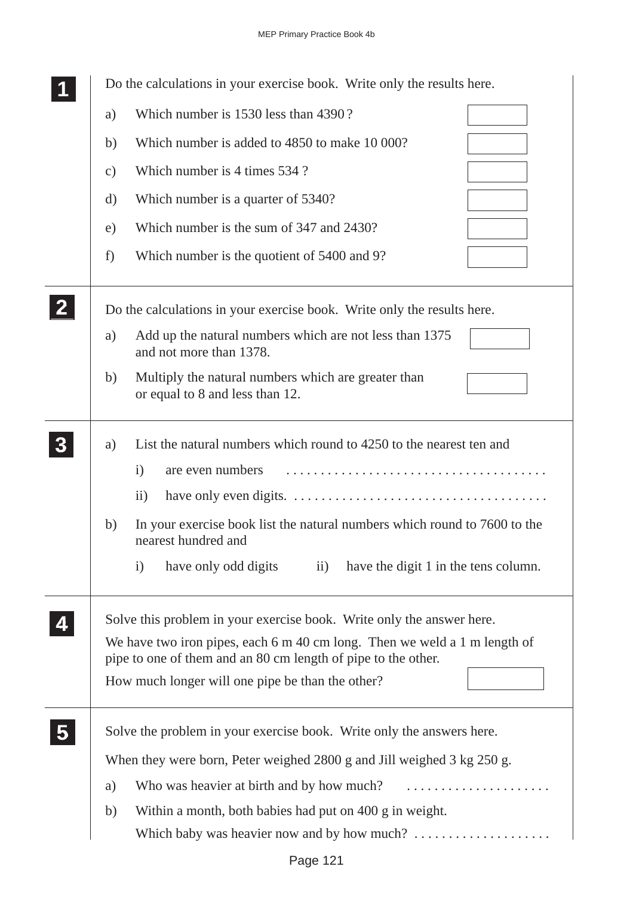**1** Do the calculations in your exercise book. Write only the results here.

a) Which number is 1530 less than 4390?

b) Which number is added to 4850 to make 10 000?

c) Which number is 4 times 534?

d) Which number is a quarter of 5340?

e) Which number is the sum of 347 and 2430?

f) Which number is the quotient of 5400 and 9?

**2** Do the calculations in your exercise book. Write only the results here.

a) Add up the natural numbers which are not less than 1375 and not more than 1378.

b) Multiply the natural numbers which are greater than or equal to 8 and less than 12.

**3**

a) List the natural numbers which round to 4250 to the nearest ten and

i) are even numbers . . . . . . . . . . . . . . . . . . . . . . . . . . . . . . . . . . . . . .

ii) have only even digits. . . . . . . . . . . . . . . . . . . . . . . . . . . . . . . . . . . . . .

b) In your exercise book list the natural numbers which round to 7600 to the nearest hundred and

i) have only odd digits   ii) have the digit 1 in the tens column.

**4** Solve this problem in your exercise book. Write only the answer here.

We have two iron pipes, each 6 m 40 cm long. Then we weld a 1 m length of pipe to one of them and an 80 cm length of pipe to the other.

How much longer will one pipe be than the other?

**5** Solve the problem in your exercise book. Write only the answers here.

When they were born, Peter weighed 2800 g and Jill weighed 3 kg 250 g.

a) Who was heavier at birth and by how much? . . . . . . . . . . . . . . . . . . . . . .

b) Within a month, both babies had put on 400 g in weight.

Which baby was heavier now and by how much? . . . . . . . . . . . . . . . . . . . .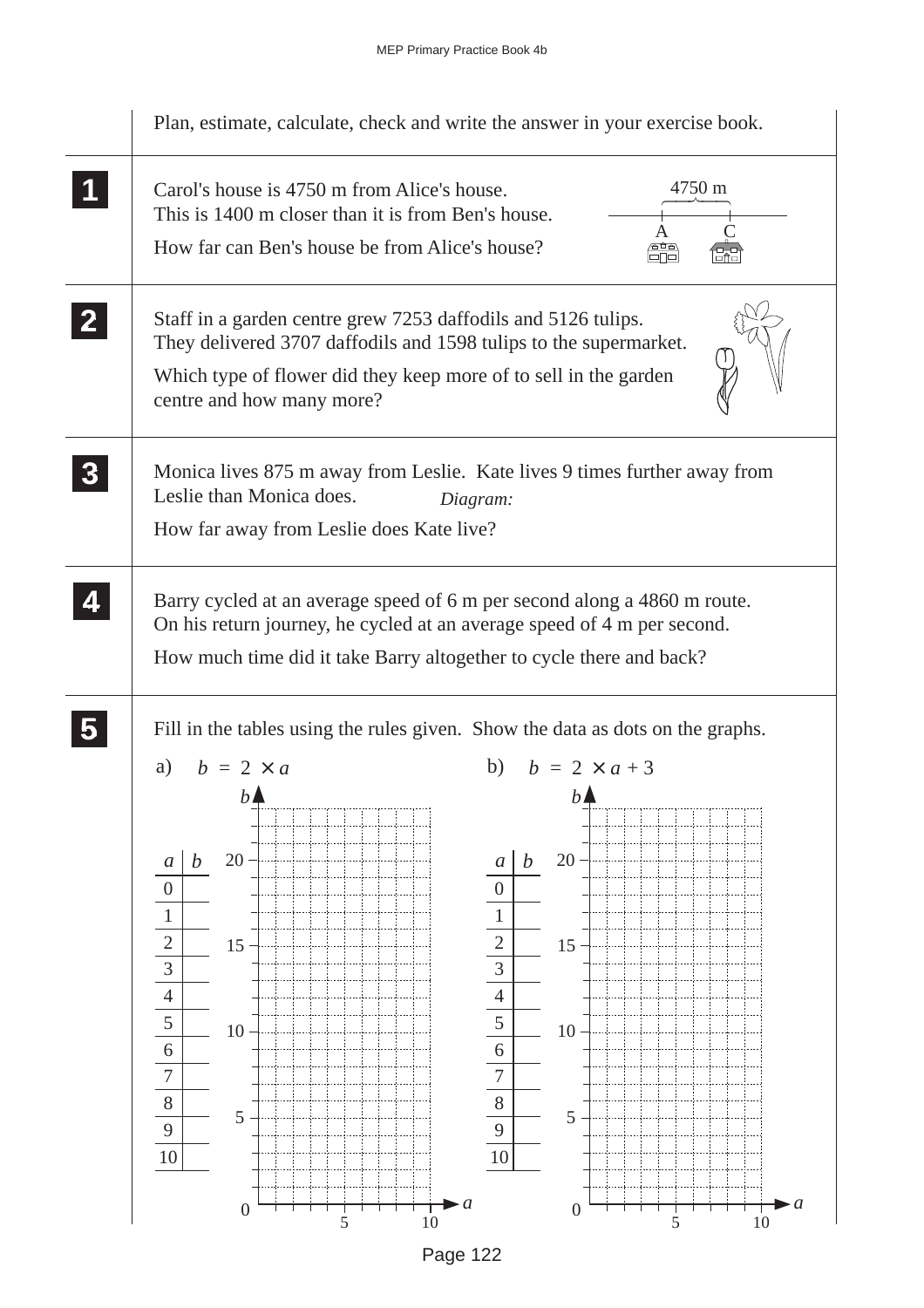Plan, estimate, calculate, check and write the answer in your exercise book.

**1**

Carol's house is 4750 m from Alice's house.
This is 1400 m closer than it is from Ben's house.

How far can Ben's house be from Alice's house?

4750 m

A C

**2**

Staff in a garden centre grew 7253 daffodils and 5126 tulips.
They delivered 3707 daffodils and 1598 tulips to the supermarket.

Which type of flower did they keep more of to sell in the garden centre and how many more?

**3**

Monica lives 875 m away from Leslie. Kate lives 9 times further away from Leslie than Monica does.

*Diagram:*

How far away from Leslie does Kate live?

**4**

Barry cycled at an average speed of 6 m per second along a 4860 m route.
On his return journey, he cycled at an average speed of 4 m per second.

How much time did it take Barry altogether to cycle there and back?

**5**

Fill in the tables using the rules given. Show the data as dots on the graphs.

a) $b = 2 \times a$

| $a$ | $b$ |
|---|---|
| 0 | |
| 1 | |
| 2 | |
| 3 | |
| 4 | |
| 5 | |
| 6 | |
| 7 | |
| 8 | |
| 9 | |
| 10 | |

b) $b = 2 \times a + 3$

| $a$ | $b$ |
|---|---|
| 0 | |
| 1 | |
| 2 | |
| 3 | |
| 4 | |
| 5 | |
| 6 | |
| 7 | |
| 8 | |
| 9 | |
| 10 | |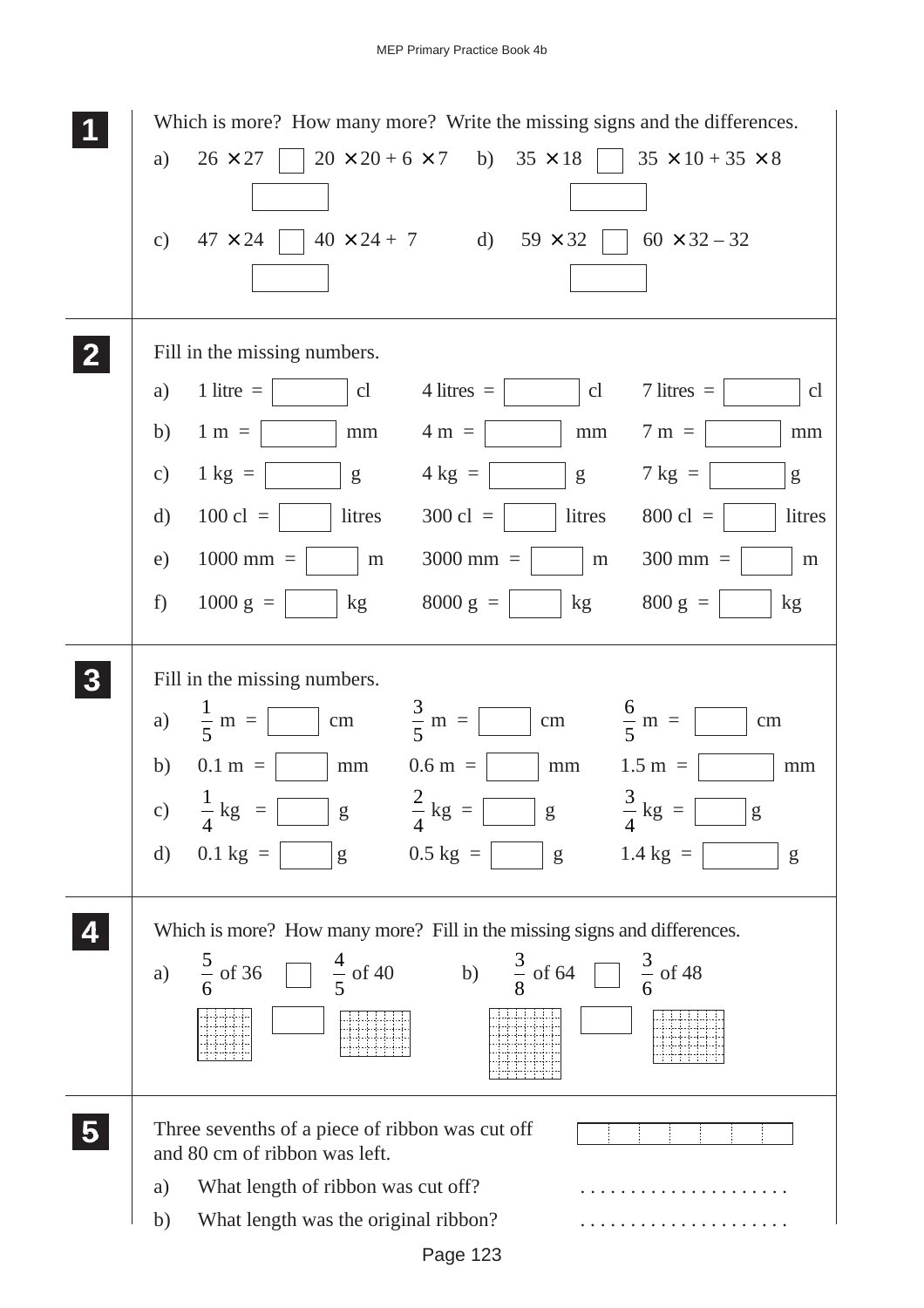**1** Which is more? How many more? Write the missing signs and the differences.

a) $26 \times 27$ ☐ $20 \times 20 + 6 \times 7$

b) $35 \times 18$ ☐ $35 \times 10 + 35 \times 8$

c) $47 \times 24$ ☐ $40 \times 24 + 7$

d) $59 \times 32$ ☐ $60 \times 32 - 32$

**2** Fill in the missing numbers.

a) 1 litre = ☐ cl  4 litres = ☐ cl  7 litres = ☐ cl

b) 1 m = ☐ mm  4 m = ☐ mm  7 m = ☐ mm

c) 1 kg = ☐ g  4 kg = ☐ g  7 kg = ☐ g

d) 100 cl = ☐ litres  300 cl = ☐ litres  800 cl = ☐ litres

e) 1000 mm = ☐ m  3000 mm = ☐ m  300 mm = ☐ m

f) 1000 g = ☐ kg  8000 g = ☐ kg  800 g = ☐ kg

**3** Fill in the missing numbers.

a) $\frac{1}{5}$ m = ☐ cm  $\frac{3}{5}$ m = ☐ cm  $\frac{6}{5}$ m = ☐ cm

b) 0.1 m = ☐ mm  0.6 m = ☐ mm  1.5 m = ☐ mm

c) $\frac{1}{4}$ kg = ☐ g  $\frac{2}{4}$ kg = ☐ g  $\frac{3}{4}$ kg = ☐ g

d) 0.1 kg = ☐ g  0.5 kg = ☐ g  1.4 kg = ☐ g

**4** Which is more? How many more? Fill in the missing signs and differences.

a) $\frac{5}{6}$ of 36 ☐ $\frac{4}{5}$ of 40

b) $\frac{3}{8}$ of 64 ☐ $\frac{3}{6}$ of 48

**5** Three sevenths of a piece of ribbon was cut off and 80 cm of ribbon was left.

a) What length of ribbon was cut off? ....................

b) What length was the original ribbon? ....................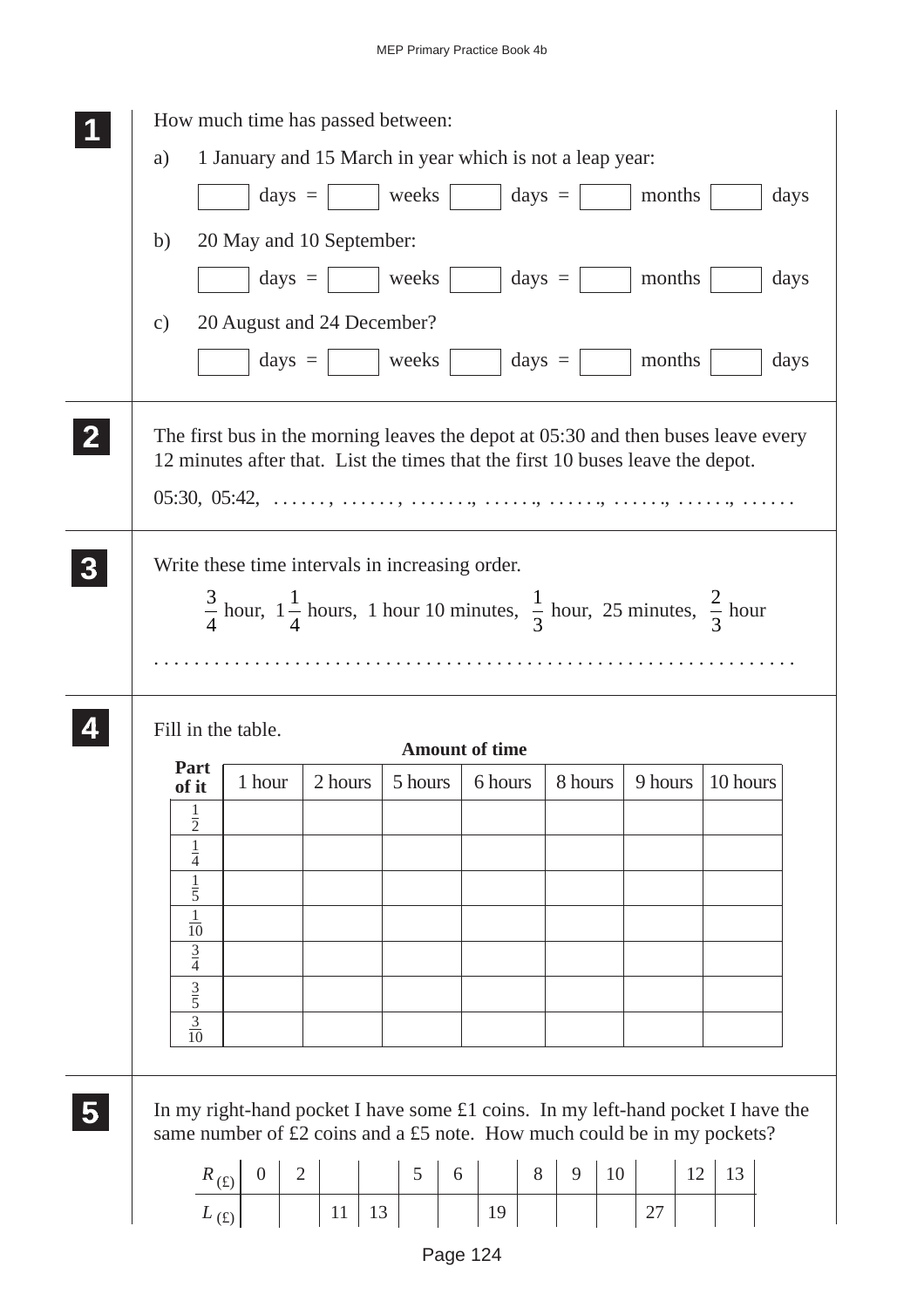**1** How much time has passed between:

a) 1 January and 15 March in year which is not a leap year:

☐ days = ☐ weeks ☐ days = ☐ months ☐ days

b) 20 May and 10 September:

☐ days = ☐ weeks ☐ days = ☐ months ☐ days

c) 20 August and 24 December?

☐ days = ☐ weeks ☐ days = ☐ months ☐ days

**2** The first bus in the morning leaves the depot at 05:30 and then buses leave every 12 minutes after that. List the times that the first 10 buses leave the depot.

05:30, 05:42, . . . . . . , . . . . . . , . . . . . . ., . . . . . ., . . . . . ., . . . . . ., . . . . . ., . . . . . .

**3** Write these time intervals in increasing order.

$\frac{3}{4}$ hour, $1\frac{1}{4}$ hours, 1 hour 10 minutes, $\frac{1}{3}$ hour, 25 minutes, $\frac{2}{3}$ hour

. . . . . . . . . . . . . . . . . . . . . . . . . . . . . . . . . . . . . . . . . . . . . . . . . . . . . . . . . . . . .

**4** Fill in the table.

| Part of it | Amount of time: 1 hour | 2 hours | 5 hours | 6 hours | 8 hours | 9 hours | 10 hours |
|---|---|---|---|---|---|---|---|
| $\frac{1}{2}$ | | | | | | | |
| $\frac{1}{4}$ | | | | | | | |
| $\frac{1}{5}$ | | | | | | | |
| $\frac{1}{10}$ | | | | | | | |
| $\frac{3}{4}$ | | | | | | | |
| $\frac{3}{5}$ | | | | | | | |
| $\frac{3}{10}$ | | | | | | | |

**5** In my right-hand pocket I have some £1 coins. In my left-hand pocket I have the same number of £2 coins and a £5 note. How much could be in my pockets?

| $R_{(£)}$ | 0 | 2 | | | 5 | 6 | | 8 | 9 | 10 | | 12 | 13 |
|---|---|---|---|---|---|---|---|---|---|---|---|---|---|
| $L_{(£)}$ | | | 11 | 13 | | | 19 | | | | 27 | | |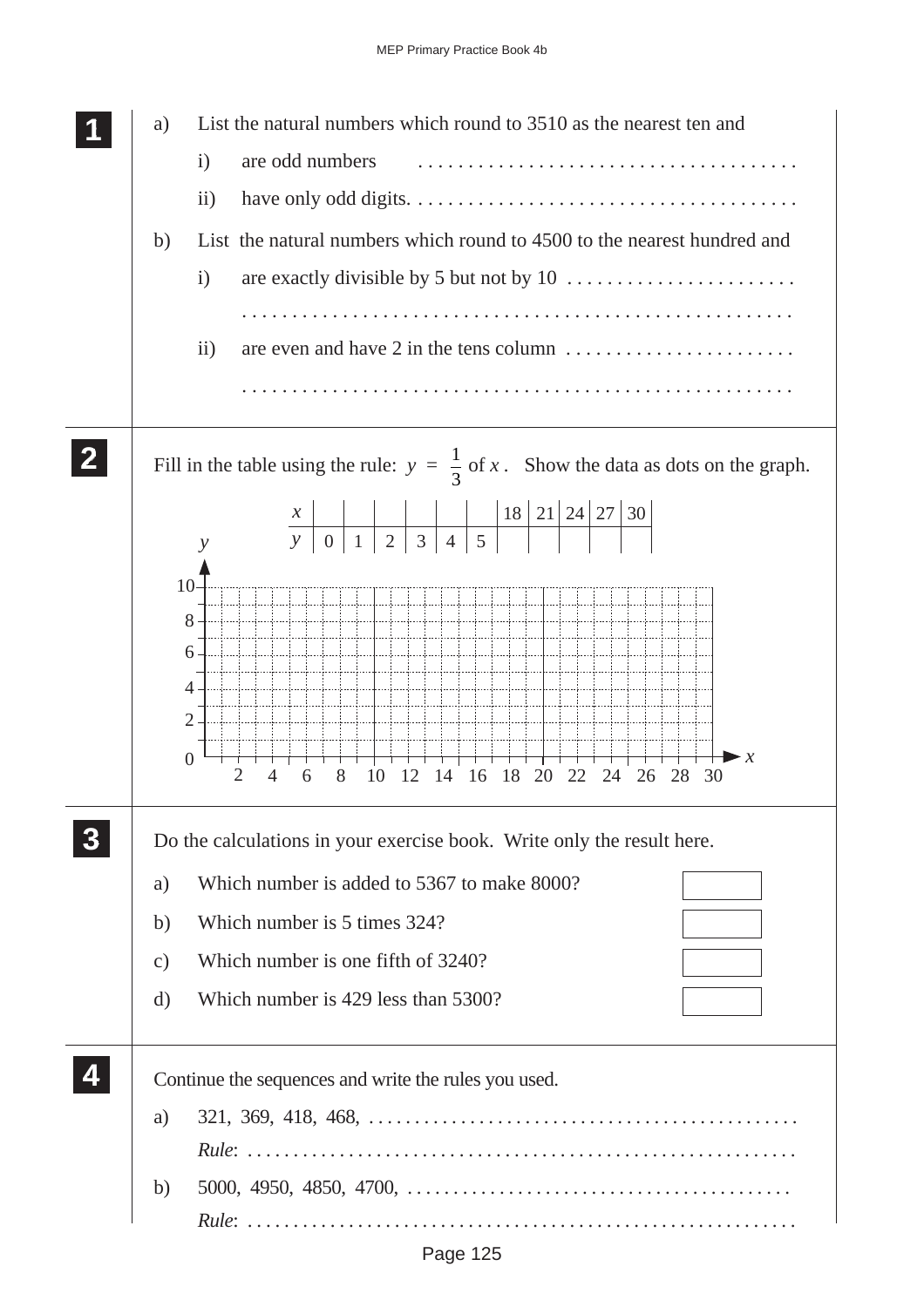**1**

a) List the natural numbers which round to 3510 as the nearest ten and

i) are odd numbers . . . . . . . . . . . . . . . . . . . . . . . . . . . . . . . . . . . . . .

ii) have only odd digits. . . . . . . . . . . . . . . . . . . . . . . . . . . . . . . . . . . . . .

b) List the natural numbers which round to 4500 to the nearest hundred and

i) are exactly divisible by 5 but not by 10 . . . . . . . . . . . . . . . . . . . . . . . .

. . . . . . . . . . . . . . . . . . . . . . . . . . . . . . . . . . . . . . . . . . . . . . . . . . . . .

ii) are even and have 2 in the tens column . . . . . . . . . . . . . . . . . . . . . . . .

. . . . . . . . . . . . . . . . . . . . . . . . . . . . . . . . . . . . . . . . . . . . . . . . . . . . .

**2**

Fill in the table using the rule: $y = \frac{1}{3}$ of $x$. Show the data as dots on the graph.

| $x$ | | | | | | | 18 | 21 | 24 | 27 | 30 |
|---|---|---|---|---|---|---|---|---|---|---|---|
| $y$ | 0 | 1 | 2 | 3 | 4 | 5 | | | | | |

(Graph grid: $y$-axis from 0 to 10 marked 2, 4, 6, 8, 10; $x$-axis from 0 to 30 marked 2, 4, 6, 8, 10, 12, 14, 16, 18, 20, 22, 24, 26, 28, 30)

**3**

Do the calculations in your exercise book. Write only the result here.

a) Which number is added to 5367 to make 8000? [ ]

b) Which number is 5 times 324? [ ]

c) Which number is one fifth of 3240? [ ]

d) Which number is 429 less than 5300? [ ]

**4**

Continue the sequences and write the rules you used.

a) 321, 369, 418, 468, . . . . . . . . . . . . . . . . . . . . . . . . . . . . . . . . . . . . . . . . . . . .

*Rule*: . . . . . . . . . . . . . . . . . . . . . . . . . . . . . . . . . . . . . . . . . . . . . . . . . . . . . . .

b) 5000, 4950, 4850, 4700, . . . . . . . . . . . . . . . . . . . . . . . . . . . . . . . . . . . . . . . . .

*Rule*: . . . . . . . . . . . . . . . . . . . . . . . . . . . . . . . . . . . . . . . . . . . . . . . . . . . . . . .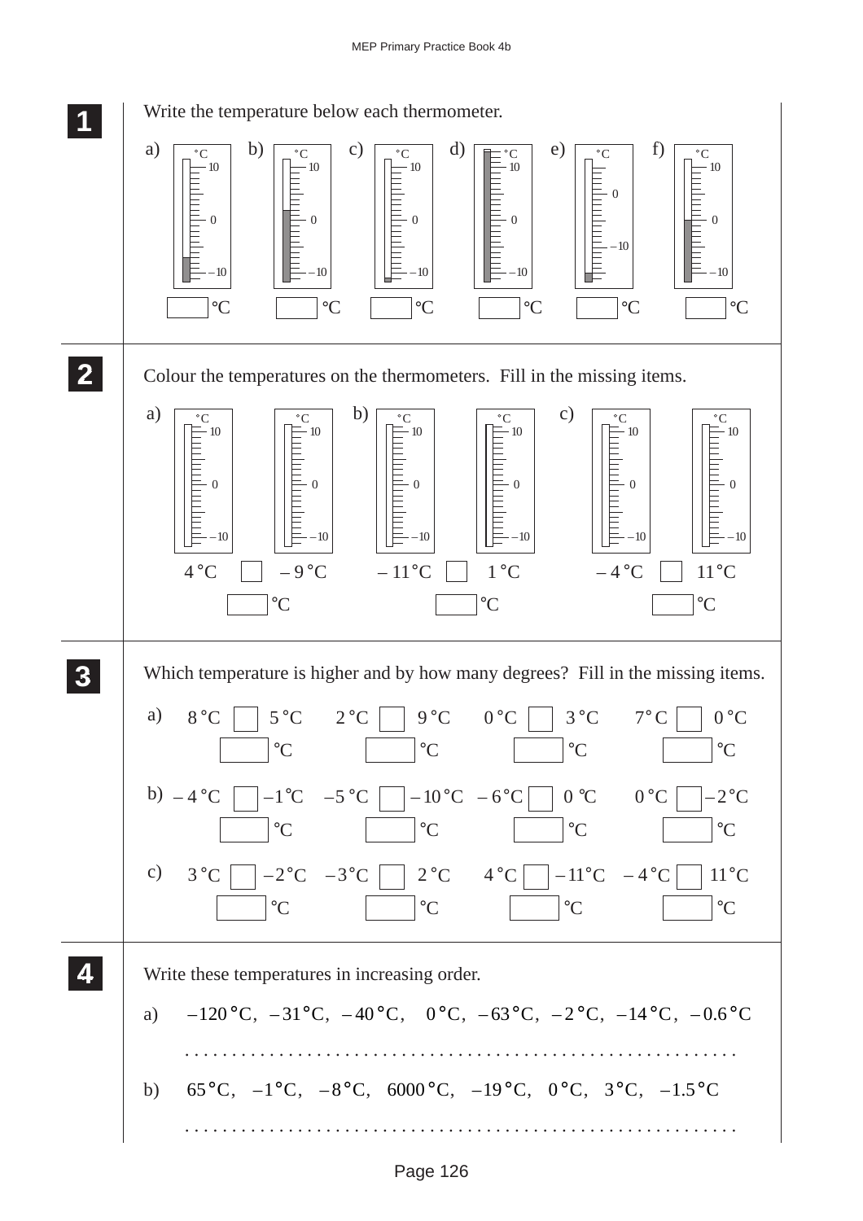**1** Write the temperature below each thermometer.

a) ☐ °C  b) ☐ °C  c) ☐ °C  d) ☐ °C  e) ☐ °C  f) ☐ °C

**2** Colour the temperatures on the thermometers. Fill in the missing items.

a) 4 °C ☐ – 9 °C
☐ °C

b) – 11 °C ☐ 1 °C
☐ °C

c) – 4 °C ☐ 11 °C
☐ °C

**3** Which temperature is higher and by how many degrees? Fill in the missing items.

a) 8 °C ☐ 5 °C  2 °C ☐ 9 °C  0 °C ☐ 3 °C  7 °C ☐ 0 °C
☐ °C  ☐ °C  ☐ °C  ☐ °C

b) – 4 °C ☐ –1 °C  –5 °C ☐ – 10 °C  – 6 °C ☐ 0 °C  0 °C ☐ –2 °C
☐ °C  ☐ °C  ☐ °C  ☐ °C

c) 3 °C ☐ –2 °C  –3 °C ☐ 2 °C  4 °C ☐ –11 °C  – 4 °C ☐ 11 °C
☐ °C  ☐ °C  ☐ °C  ☐ °C

**4** Write these temperatures in increasing order.

a) –120 °C, – 31 °C, – 40 °C, 0 °C, – 63 °C, – 2 °C, –14 °C, – 0.6 °C

. . . . . . . . . . . . . . . . . . . . . . . . . . . . . . . . . . . . . . . . . . . . . . . . . . . . . . . .

b) 65 °C, –1 °C, – 8 °C, 6000 °C, –19 °C, 0 °C, 3 °C, –1.5 °C

. . . . . . . . . . . . . . . . . . . . . . . . . . . . . . . . . . . . . . . . . . . . . . . . . . . . . . . .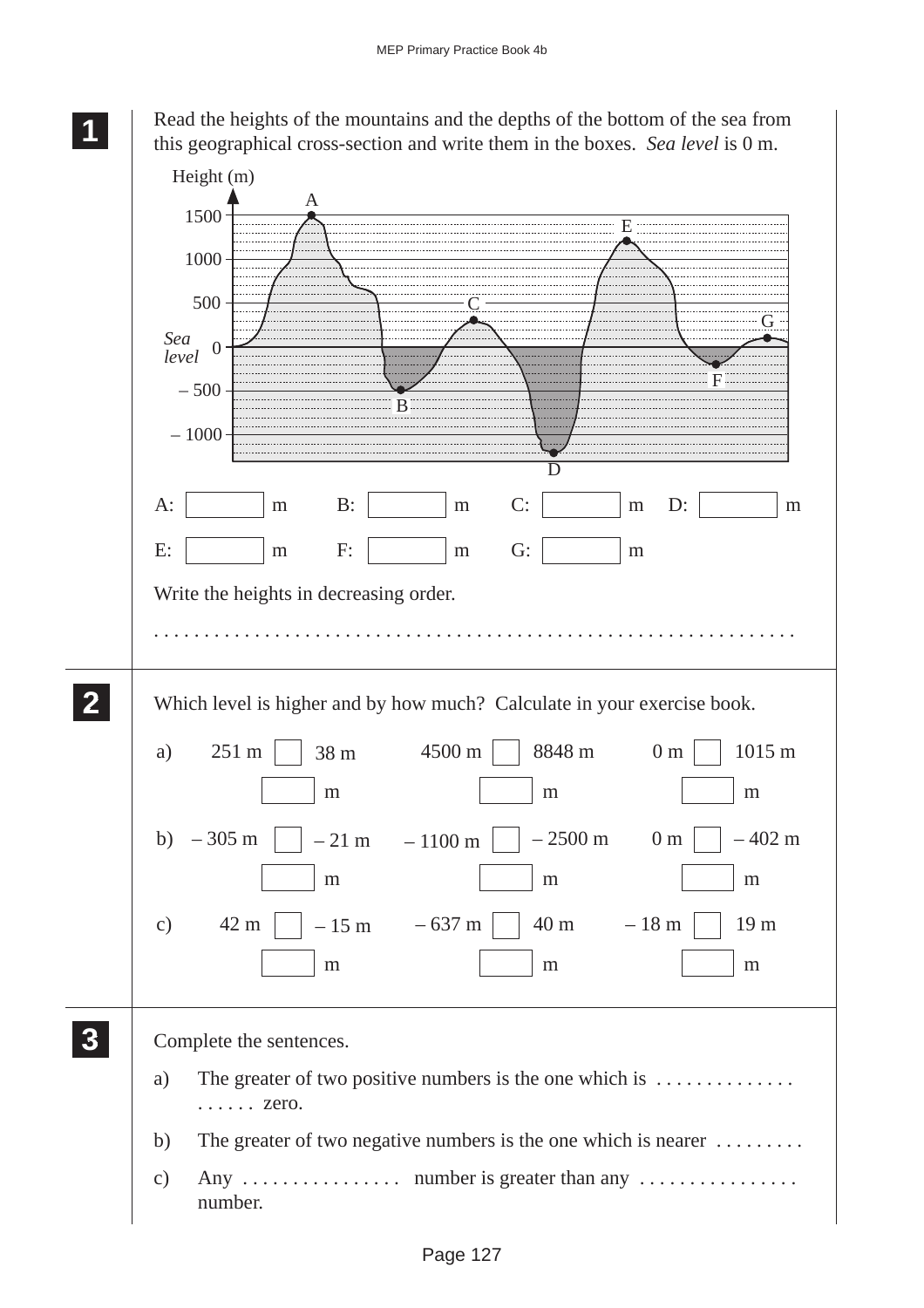**1**

Read the heights of the mountains and the depths of the bottom of the sea from this geographical cross-section and write them in the boxes. *Sea level* is 0 m.

Height (m)

1500, 1000, 500, *Sea level* 0, – 500, – 1000

A, B, C, D, E, F, G

A: ☐ m  B: ☐ m  C: ☐ m  D: ☐ m

E: ☐ m  F: ☐ m  G: ☐ m

Write the heights in decreasing order.

. . . . . . . . . . . . . . . . . . . . . . . . . . . . . . . . . . . . . . . . . . . . . . . . . . . . . . . . . . . . . . .

**2**

Which level is higher and by how much? Calculate in your exercise book.

a) 251 m ☐ 38 m    4500 m ☐ 8848 m    0 m ☐ 1015 m

☐ m    ☐ m    ☐ m

b) – 305 m ☐ – 21 m    – 1100 m ☐ – 2500 m    0 m ☐ – 402 m

☐ m    ☐ m    ☐ m

c) 42 m ☐ – 15 m    – 637 m ☐ 40 m    – 18 m ☐ 19 m

☐ m    ☐ m    ☐ m

**3**

Complete the sentences.

a) The greater of two positive numbers is the one which is . . . . . . . . . . . . . . . . . . . . zero.

b) The greater of two negative numbers is the one which is nearer . . . . . . . . .

c) Any . . . . . . . . . . . . . . . . number is greater than any . . . . . . . . . . . . . . . . number.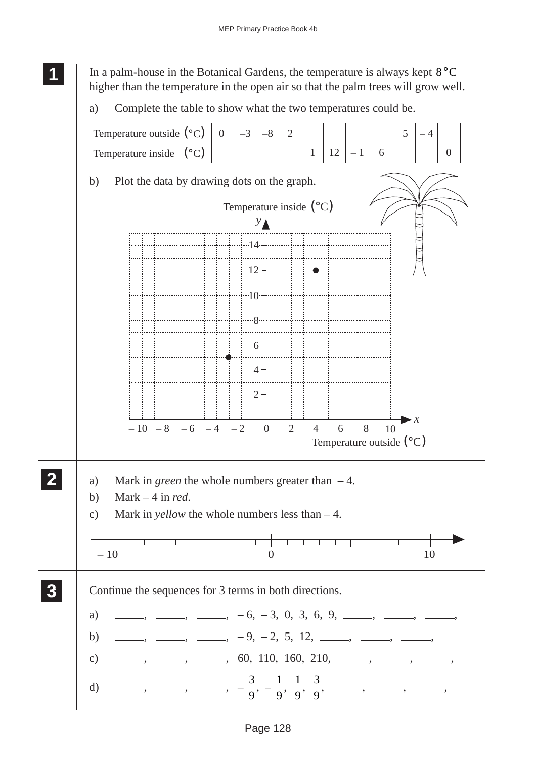**1**

In a palm-house in the Botanical Gardens, the temperature is always kept 8°C higher than the temperature in the open air so that the palm trees will grow well.

a) Complete the table to show what the two temperatures could be.

| Temperature outside (°C) | 0 | –3 | –8 | 2 | | | | | 5 | – 4 | |
|---|---|---|---|---|---|---|---|---|---|---|---|
| Temperature inside (°C) | | | | | 1 | 12 | – 1 | 6 | | | 0 |

b) Plot the data by drawing dots on the graph.

Temperature inside (°C)

Temperature outside (°C)

**2**

a) Mark in *green* the whole numbers greater than – 4.

b) Mark – 4 in *red*.

c) Mark in *yellow* the whole numbers less than – 4.

– 10 0 10

**3**

Continue the sequences for 3 terms in both directions.

a) \_\_\_\_\_, \_\_\_\_\_, \_\_\_\_\_, – 6, – 3, 0, 3, 6, 9, \_\_\_\_\_, \_\_\_\_\_, \_\_\_\_\_,

b) \_\_\_\_\_, \_\_\_\_\_, \_\_\_\_\_, – 9, – 2, 5, 12, \_\_\_\_\_, \_\_\_\_\_, \_\_\_\_\_,

c) \_\_\_\_\_, \_\_\_\_\_, \_\_\_\_\_, 60, 110, 160, 210, \_\_\_\_\_, \_\_\_\_\_, \_\_\_\_\_,

d) \_\_\_\_\_, \_\_\_\_\_, \_\_\_\_\_, $-\frac{3}{9}$, $-\frac{1}{9}$, $\frac{1}{9}$, $\frac{3}{9}$, \_\_\_\_\_, \_\_\_\_\_, \_\_\_\_\_,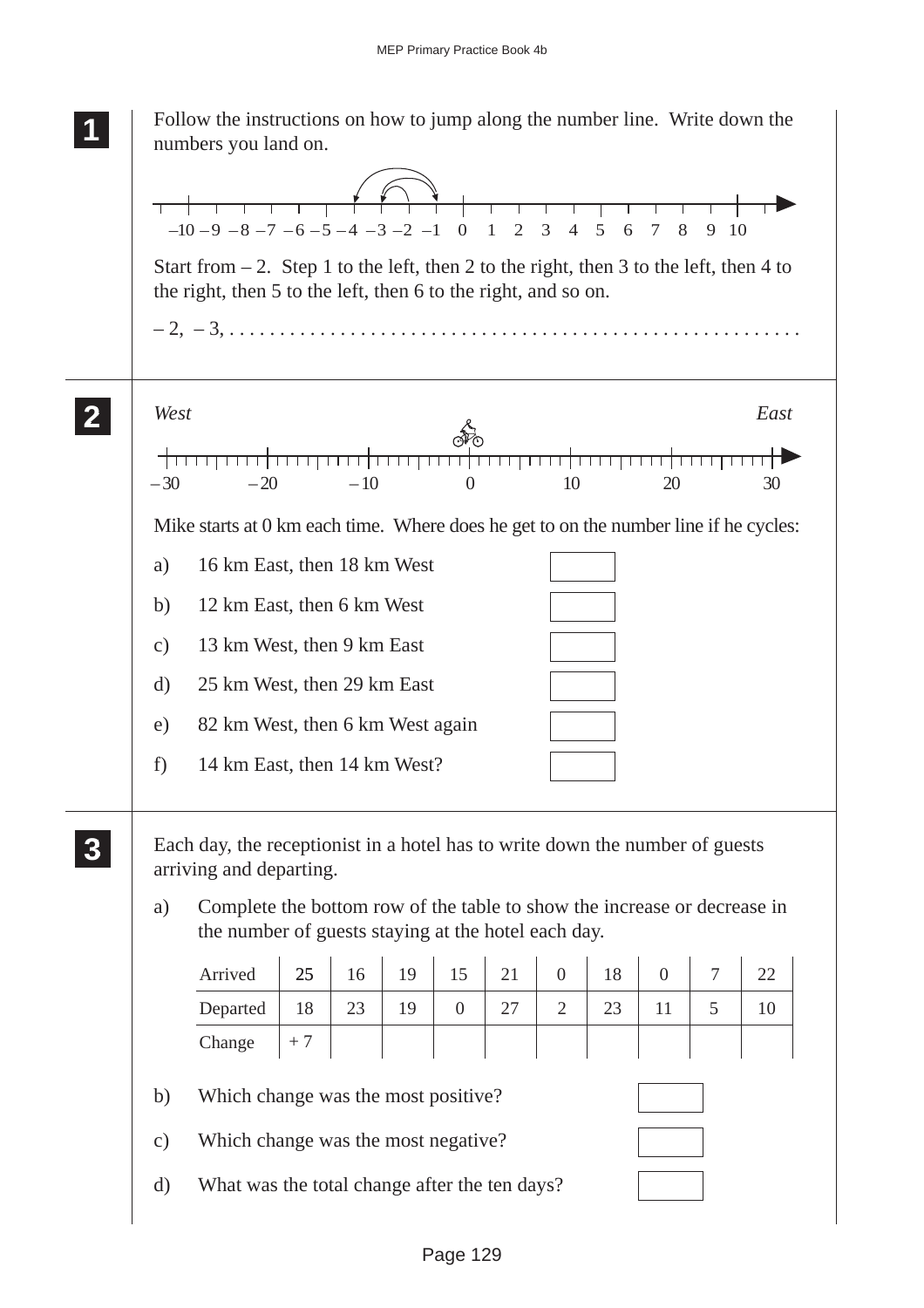**1** Follow the instructions on how to jump along the number line. Write down the numbers you land on.

–10 –9 –8 –7 –6 –5 –4 –3 –2 –1 0 1 2 3 4 5 6 7 8 9 10

Start from – 2. Step 1 to the left, then 2 to the right, then 3 to the left, then 4 to the right, then 5 to the left, then 6 to the right, and so on.

– 2, – 3, . . . . . . . . . . . . . . . . . . . . . . . . . . . . . . . . . . . . . . . . . . . . . . . . . . . . .

**2**

*West* *East*

– 30 – 20 – 10 0 10 20 30

Mike starts at 0 km each time. Where does he get to on the number line if he cycles:

a) 16 km East, then 18 km West

b) 12 km East, then 6 km West

c) 13 km West, then 9 km East

d) 25 km West, then 29 km East

e) 82 km West, then 6 km West again

f) 14 km East, then 14 km West?

**3** Each day, the receptionist in a hotel has to write down the number of guests arriving and departing.

a) Complete the bottom row of the table to show the increase or decrease in the number of guests staying at the hotel each day.

| Arrived | 25 | 16 | 19 | 15 | 21 | 0 | 18 | 0 | 7 | 22 |
|---|---|---|---|---|---|---|---|---|---|---|
| Departed | 18 | 23 | 19 | 0 | 27 | 2 | 23 | 11 | 5 | 10 |
| Change | + 7 | | | | | | | | | |

b) Which change was the most positive?

c) Which change was the most negative?

d) What was the total change after the ten days?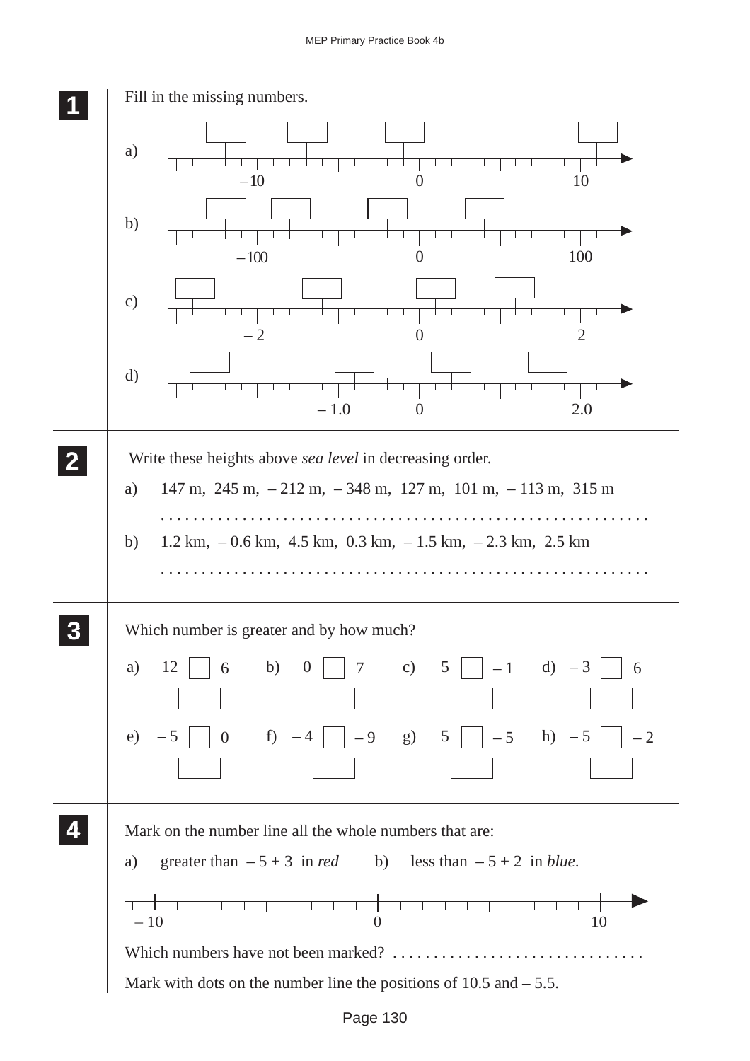**1** Fill in the missing numbers.

a) Number line with labels: – 10, 0, 10 (with empty boxes to fill in)

b) Number line with labels: – 100, 0, 100 (with empty boxes to fill in)

c) Number line with labels: – 2, 0, 2 (with empty boxes to fill in)

d) Number line with labels: – 1.0, 0, 2.0 (with empty boxes to fill in)

**2** Write these heights above *sea level* in decreasing order.

a) 147 m, 245 m, – 212 m, – 348 m, 127 m, 101 m, – 113 m, 315 m

. . . . . . . . . . . . . . . . . . . . . . . . . . . . . . . . . . . . . . . . . . . . . . . . . . . . . . . . . .

b) 1.2 km, – 0.6 km, 4.5 km, 0.3 km, – 1.5 km, – 2.3 km, 2.5 km

. . . . . . . . . . . . . . . . . . . . . . . . . . . . . . . . . . . . . . . . . . . . . . . . . . . . . . . . . .

**3** Which number is greater and by how much?

a) 12 ☐ 6  b) 0 ☐ 7  c) 5 ☐ – 1  d) – 3 ☐ 6

e) – 5 ☐ 0  f) – 4 ☐ – 9  g) 5 ☐ – 5  h) – 5 ☐ – 2

**4** Mark on the number line all the whole numbers that are:

a) greater than – 5 + 3 in *red*  b) less than – 5 + 2 in *blue*.

Number line with labels: – 10, 0, 10

Which numbers have not been marked? . . . . . . . . . . . . . . . . . . . . . . . . . . . . . .

Mark with dots on the number line the positions of 10.5 and – 5.5.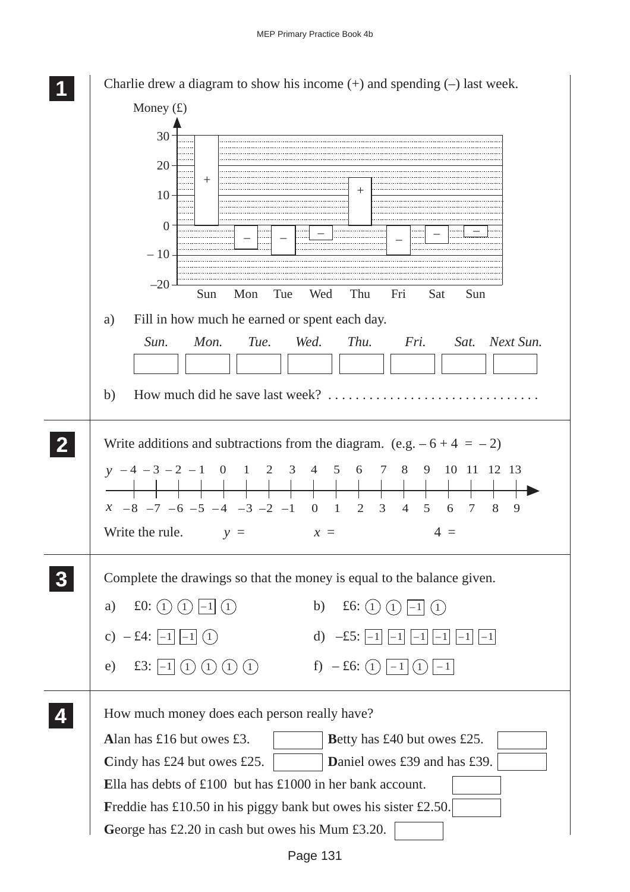**1** Charlie drew a diagram to show his income (+) and spending (–) last week.

Money (£)

(Bar chart: y-axis from –20 to 30; days Sun, Mon, Tue, Wed, Thu, Fri, Sat, Sun; bars marked + for Sun and Thu, – for Mon, Tue, Wed, Fri, Sat, Sun)

a) Fill in how much he earned or spent each day.

| *Sun.* | *Mon.* | *Tue.* | *Wed.* | *Thu.* | *Fri.* | *Sat.* | *Next Sun.* |
|---|---|---|---|---|---|---|---|
| | | | | | | | |

b) How much did he save last week? . . . . . . . . . . . . . . . . . . . . . . . . . . . . . .

**2** Write additions and subtractions from the diagram. (e.g. $-6 + 4 = -2$)

| $y$ | –4 | –3 | –2 | –1 | 0 | 1 | 2 | 3 | 4 | 5 | 6 | 7 | 8 | 9 | 10 | 11 | 12 | 13 |
|---|---|---|---|---|---|---|---|---|---|---|---|---|---|---|---|---|---|---|
| $x$ | –8 | –7 | –6 | –5 | –4 | –3 | –2 | –1 | 0 | 1 | 2 | 3 | 4 | 5 | 6 | 7 | 8 | 9 |

Write the rule. $y =$ $x =$ $4 =$

**3** Complete the drawings so that the money is equal to the balance given.

a) £0: (1) (1) [–1] (1)

b) £6: (1) (1) [–1] (1)

c) – £4: [–1] [–1] (1)

d) –£5: [–1] [–1] [–1] [–1] [–1] [–1]

e) £3: [–1] (1) (1) (1) (1)

f) – £6: (1) [–1] (1) [–1]

**4** How much money does each person really have?

**A**lan has £16 but owes £3. ☐

**B**etty has £40 but owes £25. ☐

**C**indy has £24 but owes £25. ☐

**D**aniel owes £39 and has £39. ☐

**E**lla has debts of £100 but has £1000 in her bank account. ☐

**F**reddie has £10.50 in his piggy bank but owes his sister £2.50. ☐

**G**eorge has £2.20 in cash but owes his Mum £3.20. ☐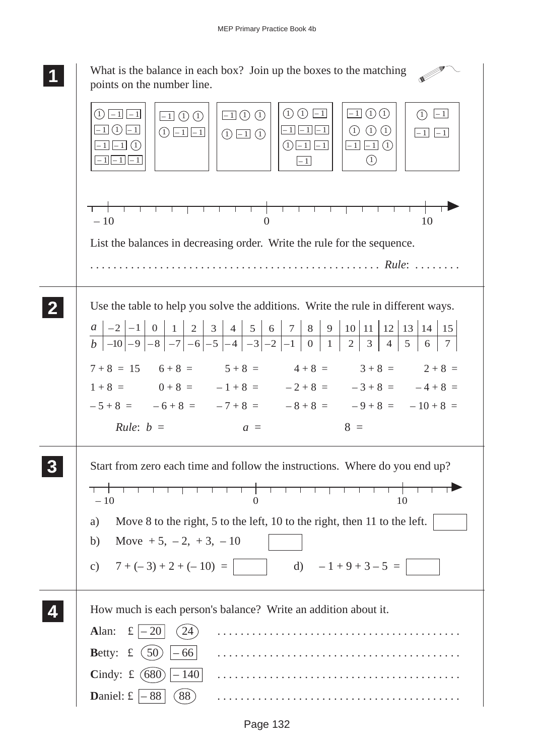**1**

What is the balance in each box? Join up the boxes to the matching points on the number line.

| Box 1 | Box 2 | Box 3 | Box 4 | Box 5 | Box 6 |
|---|---|---|---|---|---|
| (1) [–1] [–1] / [–1] (1) [–1] / [–1] [–1] (1) / [–1] [–1] [–1] | [–1] (1) (1) / (1) [–1] [–1] | [–1] (1) (1) / (1) [–1] (1) | (1) (1) [–1] / [–1] [–1] [–1] / (1) [–1] [–1] / [–1] | [–1] (1) (1) / (1) (1) (1) / [–1] [–1] (1) / (1) | (1) [–1] / [–1] [–1] |

Number line: – 10 . . . 0 . . . 10

List the balances in decreasing order. Write the rule for the sequence.

. . . . . . . . . . . . . . . . . . . . . . . . . . . . . . . . . . . . . . . . . . . . . . . . . *Rule*: . . . . . . . .

---

**2**

Use the table to help you solve the additions. Write the rule in different ways.

| $a$ | –2 | –1 | 0 | 1 | 2 | 3 | 4 | 5 | 6 | 7 | 8 | 9 | 10 | 11 | 12 | 13 | 14 | 15 |
|---|---|---|---|---|---|---|---|---|---|---|---|---|---|---|---|---|---|---|
| $b$ | –10 | –9 | –8 | –7 | –6 | –5 | –4 | –3 | –2 | –1 | 0 | 1 | 2 | 3 | 4 | 5 | 6 | 7 |

7 + 8 = 15 &nbsp;&nbsp; 6 + 8 = &nbsp;&nbsp; 5 + 8 = &nbsp;&nbsp; 4 + 8 = &nbsp;&nbsp; 3 + 8 = &nbsp;&nbsp; 2 + 8 =

1 + 8 = &nbsp;&nbsp; 0 + 8 = &nbsp;&nbsp; – 1 + 8 = &nbsp;&nbsp; – 2 + 8 = &nbsp;&nbsp; – 3 + 8 = &nbsp;&nbsp; – 4 + 8 =

– 5 + 8 = &nbsp;&nbsp; – 6 + 8 = &nbsp;&nbsp; – 7 + 8 = &nbsp;&nbsp; – 8 + 8 = &nbsp;&nbsp; – 9 + 8 = &nbsp;&nbsp; – 10 + 8 =

*Rule*: $b$ = &nbsp;&nbsp;&nbsp;&nbsp;&nbsp;&nbsp; $a$ = &nbsp;&nbsp;&nbsp;&nbsp;&nbsp;&nbsp; 8 =

---

**3**

Start from zero each time and follow the instructions. Where do you end up?

Number line: – 10 . . . 0 . . . 10

a) Move 8 to the right, 5 to the left, 10 to the right, then 11 to the left. [ ]

b) Move + 5, – 2, + 3, – 10 [ ]

c) 7 + (– 3) + 2 + (– 10) = [ ] &nbsp;&nbsp;&nbsp;&nbsp; d) – 1 + 9 + 3 – 5 = [ ]

---

**4**

How much is each person's balance? Write an addition about it.

**A**lan: £ [– 20] (24) . . . . . . . . . . . . . . . . . . . . . . . . . . . . . . . . . . . . . . . .

**B**etty: £ (50) [– 66] . . . . . . . . . . . . . . . . . . . . . . . . . . . . . . . . . . . . . . . .

**C**indy: £ (680) [– 140] . . . . . . . . . . . . . . . . . . . . . . . . . . . . . . . . . . . . . . . .

**D**aniel: £ [– 88] (88) . . . . . . . . . . . . . . . . . . . . . . . . . . . . . . . . . . . . . . . .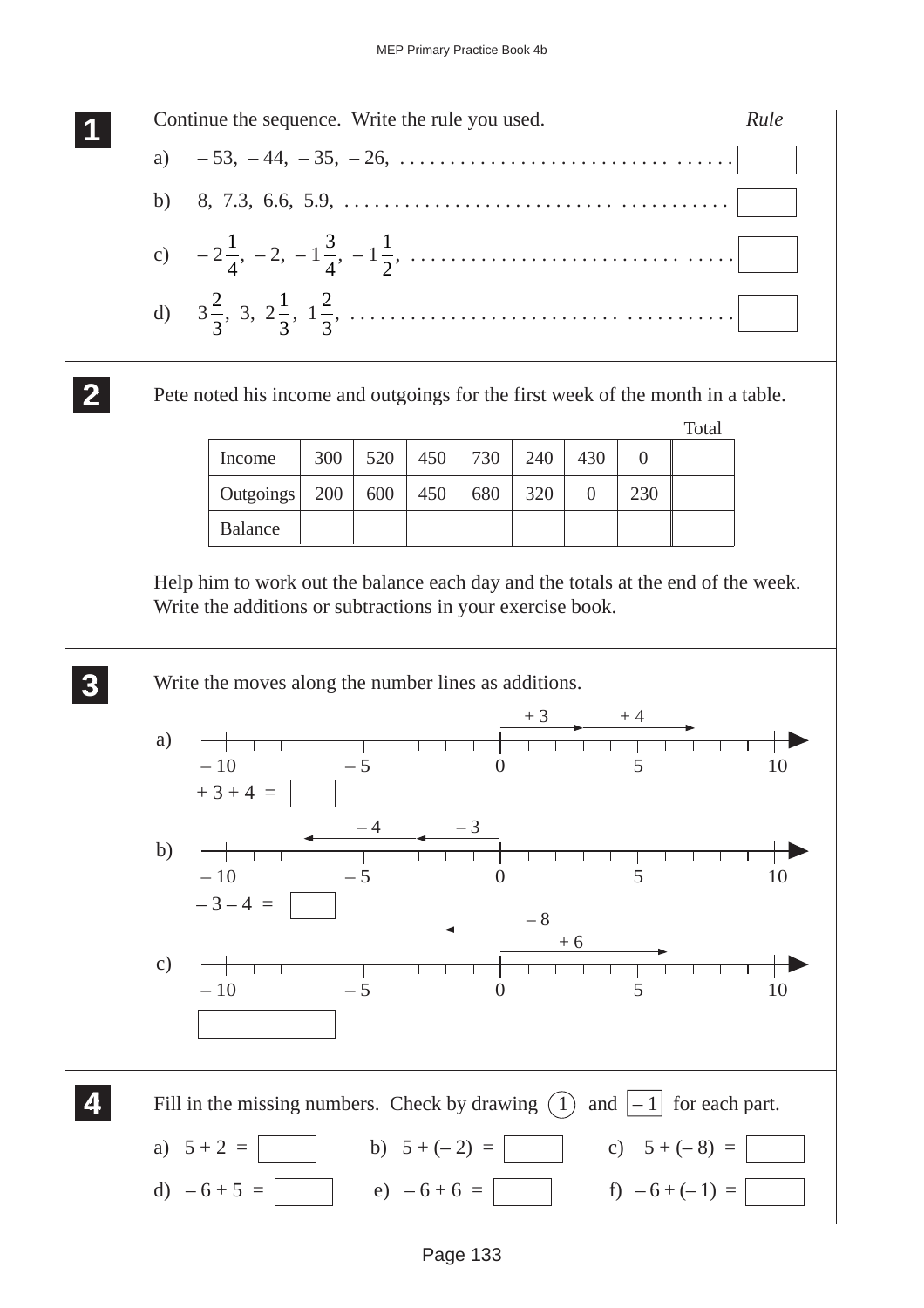## 1

Continue the sequence. Write the rule you used. *Rule*

a) $-53, -44, -35, -26,$ . . . . . . . . . . . . . . . . . . . . . . . . . . . . . . . . . . . . [ ]

b) $8, 7.3, 6.6, 5.9,$ . . . . . . . . . . . . . . . . . . . . . . . . . . . . . . . . . . . . [ ]

c) $-2\frac{1}{4}, -2, -1\frac{3}{4}, -1\frac{1}{2},$ . . . . . . . . . . . . . . . . . . . . . . . . . . . . . . . . . . . . [ ]

d) $3\frac{2}{3}, 3, 2\frac{1}{3}, 1\frac{2}{3},$ . . . . . . . . . . . . . . . . . . . . . . . . . . . . . . . . . . . . [ ]

## 2

Pete noted his income and outgoings for the first week of the month in a table.

| | | | | | | | | Total |
|---|---|---|---|---|---|---|---|---|
| Income | 300 | 520 | 450 | 730 | 240 | 430 | 0 | |
| Outgoings | 200 | 600 | 450 | 680 | 320 | 0 | 230 | |
| Balance | | | | | | | | |

Help him to work out the balance each day and the totals at the end of the week.
Write the additions or subtractions in your exercise book.

## 3

Write the moves along the number lines as additions.

a) Number line from $-10$ to $10$ with moves $+3$ then $+4$ starting at 0.

$+3+4 =$ [ ]

b) Number line from $-10$ to $10$ with moves $-3$ then $-4$ starting at 0.

$-3-4 =$ [ ]

c) Number line from $-10$ to $10$ with moves $+6$ then $-8$ starting at 0.

[ ]

## 4

Fill in the missing numbers. Check by drawing (1) and [–1] for each part.

a) $5 + 2 =$ [ ]  b) $5 + (-2) =$ [ ]  c) $5 + (-8) =$ [ ]

d) $-6 + 5 =$ [ ]  e) $-6 + 6 =$ [ ]  f) $-6 + (-1) =$ [ ]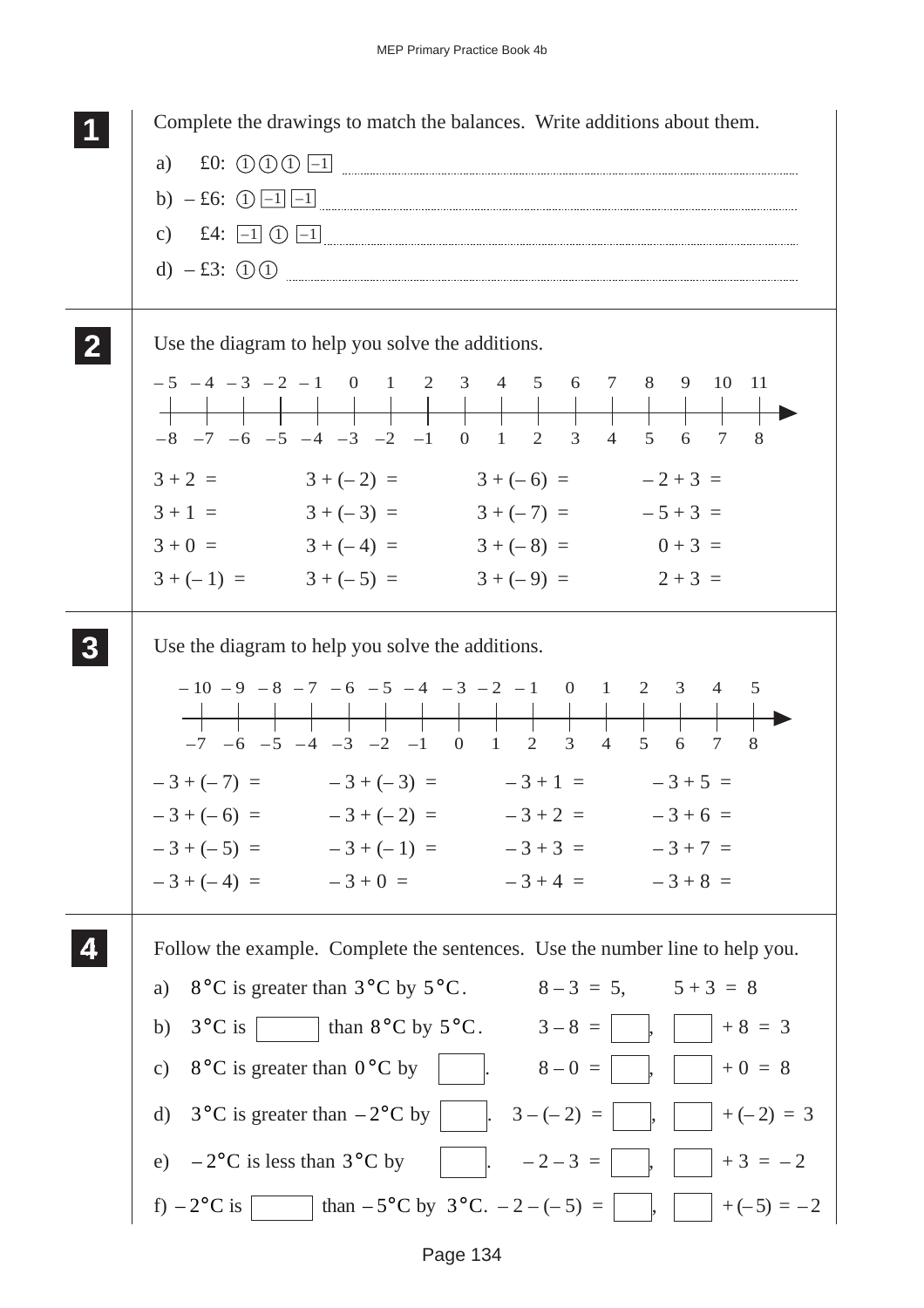**1** Complete the drawings to match the balances. Write additions about them.

a) £0: ① ① ① [–1] ..............................

b) – £6: ① [–1] [–1] ..............................

c) £4: [–1] ① [–1] ..............................

d) – £3: ① ① ..............................

---

**2** Use the diagram to help you solve the additions.

Number line (top labels): – 5, – 4, – 3, – 2, – 1, 0, 1, 2, 3, 4, 5, 6, 7, 8, 9, 10, 11

Number line (bottom labels): –8, –7, –6, –5, –4, –3, –2, –1, 0, 1, 2, 3, 4, 5, 6, 7, 8

| | | | |
|---|---|---|---|
| 3 + 2 = | 3 + (– 2) = | 3 + (– 6) = | – 2 + 3 = |
| 3 + 1 = | 3 + (– 3) = | 3 + (– 7) = | – 5 + 3 = |
| 3 + 0 = | 3 + (– 4) = | 3 + (– 8) = | 0 + 3 = |
| 3 + (– 1) = | 3 + (– 5) = | 3 + (– 9) = | 2 + 3 = |

---

**3** Use the diagram to help you solve the additions.

Number line (top labels): – 10, – 9, – 8, – 7, – 6, – 5, – 4, – 3, – 2, – 1, 0, 1, 2, 3, 4, 5

Number line (bottom labels): –7, –6, –5, –4, –3, –2, –1, 0, 1, 2, 3, 4, 5, 6, 7, 8

| | | | |
|---|---|---|---|
| – 3 + (– 7) = | – 3 + (– 3) = | – 3 + 1 = | – 3 + 5 = |
| – 3 + (– 6) = | – 3 + (– 2) = | – 3 + 2 = | – 3 + 6 = |
| – 3 + (– 5) = | – 3 + (– 1) = | – 3 + 3 = | – 3 + 7 = |
| – 3 + (– 4) = | – 3 + 0 = | – 3 + 4 = | – 3 + 8 = |

---

**4** Follow the example. Complete the sentences. Use the number line to help you.

a) 8°C is greater than 3°C by 5°C. 8 – 3 = 5, 5 + 3 = 8

b) 3°C is ☐ than 8°C by 5°C. 3 – 8 = ☐, ☐ + 8 = 3

c) 8°C is greater than 0°C by ☐. 8 – 0 = ☐, ☐ + 0 = 8

d) 3°C is greater than – 2°C by ☐. 3 – (– 2) = ☐, ☐ + (– 2) = 3

e) – 2°C is less than 3°C by ☐. – 2 – 3 = ☐, ☐ + 3 = – 2

f) – 2°C is ☐ than – 5°C by 3°C. – 2 – (– 5) = ☐, ☐ + (– 5) = – 2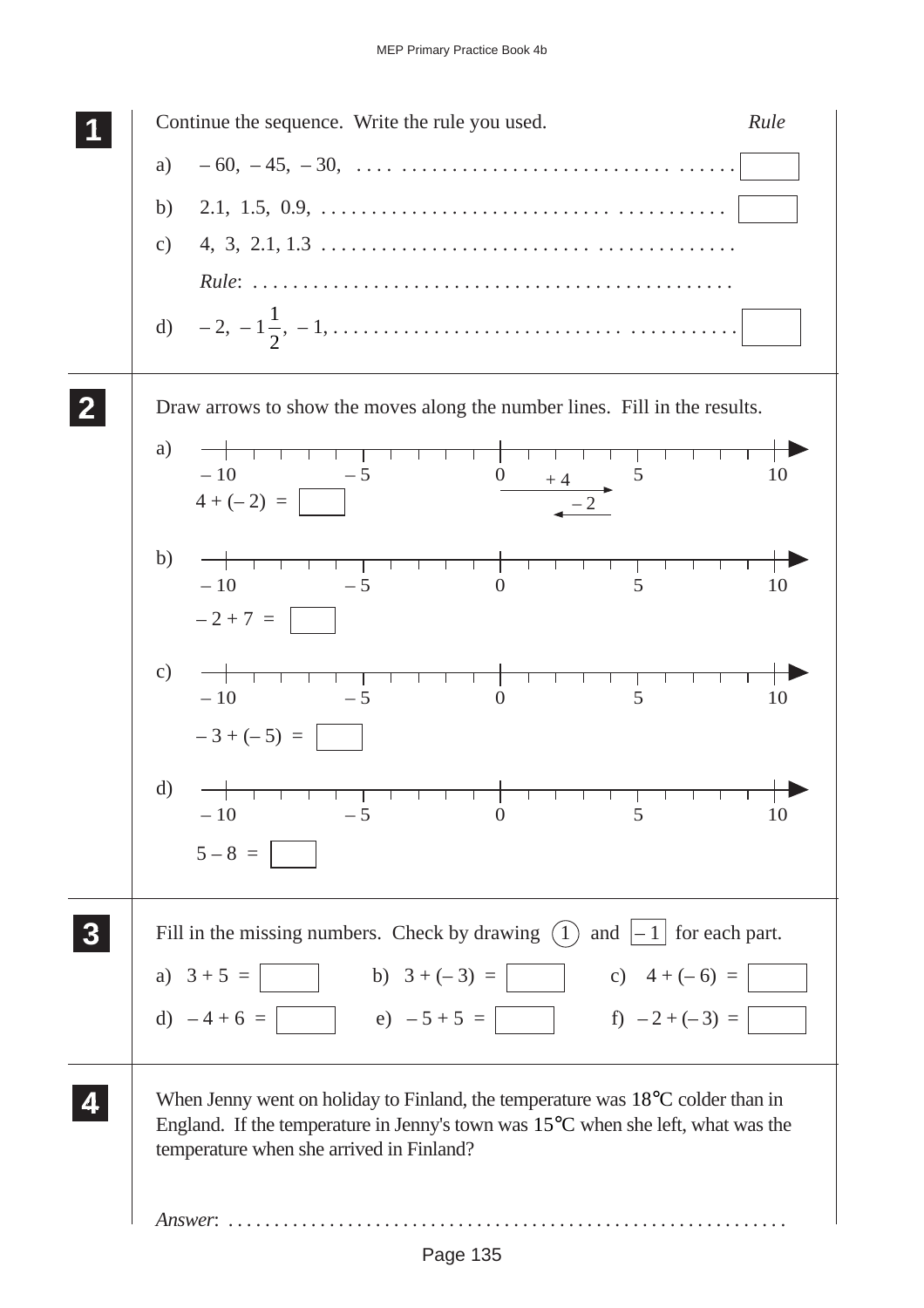**1** Continue the sequence. Write the rule you used. *Rule*

a) $-60, \ -45, \ -30,$ . . . . . . . . . . . . . . . . . . . . . . . . . . . . . . . . . . . . . . . . . . . [ ]

b) $2.1, \ 1.5, \ 0.9,$ . . . . . . . . . . . . . . . . . . . . . . . . . . . . . . . . . . . . . . . . . . . [ ]

c) $4, \ 3, \ 2.1, 1.3$ . . . . . . . . . . . . . . . . . . . . . . . . . . . . . . . . . . . . . . . . . .

*Rule*: . . . . . . . . . . . . . . . . . . . . . . . . . . . . . . . . . . . . . . . . . . . . . . .

d) $-2, \ -1\frac{1}{2}, \ -1,$ . . . . . . . . . . . . . . . . . . . . . . . . . . . . . . . . . . . . . . [ ]

**2** Draw arrows to show the moves along the number lines. Fill in the results.

a) Number line from $-10$ to $10$ (marked $-10$, $-5$, $0$, $5$, $10$), with arrows $+4$ and $-2$ shown.

$4 + (-2) =$ [ ]

b) Number line from $-10$ to $10$.

$-2 + 7 =$ [ ]

c) Number line from $-10$ to $10$.

$-3 + (-5) =$ [ ]

d) Number line from $-10$ to $10$.

$5 - 8 =$ [ ]

**3** Fill in the missing numbers. Check by drawing (1) and [–1] for each part.

a) $3 + 5 =$ [ ]     b) $3 + (-3) =$ [ ]     c) $4 + (-6) =$ [ ]

d) $-4 + 6 =$ [ ]     e) $-5 + 5 =$ [ ]     f) $-2 + (-3) =$ [ ]

**4** When Jenny went on holiday to Finland, the temperature was 18°C colder than in England. If the temperature in Jenny's town was 15°C when she left, what was the temperature when she arrived in Finland?

*Answer*: . . . . . . . . . . . . . . . . . . . . . . . . . . . . . . . . . . . . . . . . . . . . . . . . . . . . . . . . . . . . .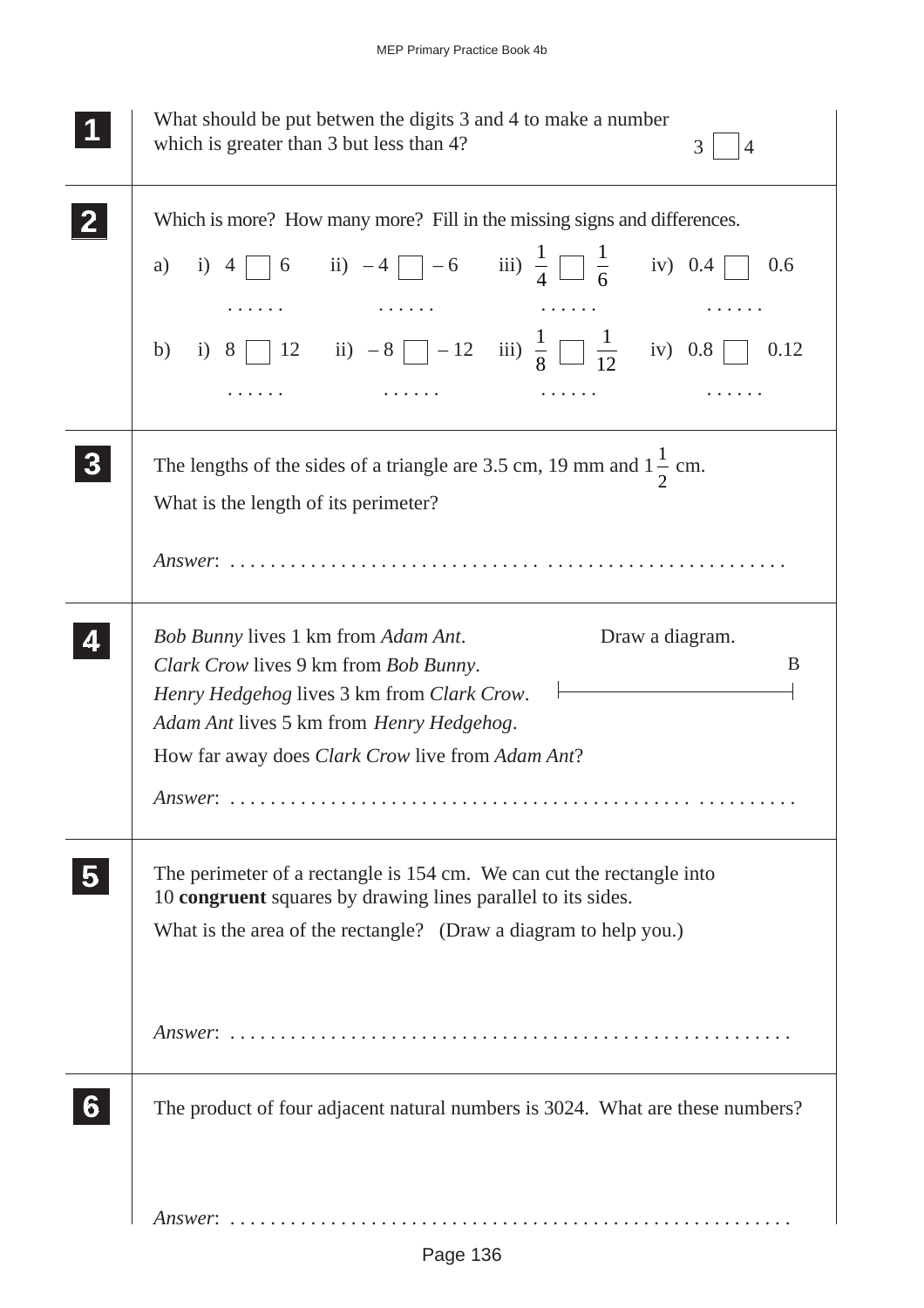**1**

What should be put betwen the digits 3 and 4 to make a number which is greater than 3 but less than 4?

3 ☐ 4

**2**

Which is more? How many more? Fill in the missing signs and differences.

a) i) 4 ☐ 6 ii) – 4 ☐ – 6 iii) $\frac{1}{4}$ ☐ $\frac{1}{6}$ iv) 0.4 ☐ 0.6

. . . . . . . . . . . . . . . . . . . . . . . .

b) i) 8 ☐ 12 ii) – 8 ☐ – 12 iii) $\frac{1}{8}$ ☐ $\frac{1}{12}$ iv) 0.8 ☐ 0.12

. . . . . . . . . . . . . . . . . . . . . . . .

**3**

The lengths of the sides of a triangle are 3.5 cm, 19 mm and $1\frac{1}{2}$ cm.

What is the length of its perimeter?

*Answer*: . . . . . . . . . . . . . . . . . . . . . . . . . . . . . . . . . . . . . . . . . . . . . . . . . . . .

**4**

*Bob Bunny* lives 1 km from *Adam Ant*.
*Clark Crow* lives 9 km from *Bob Bunny*.
*Henry Hedgehog* lives 3 km from *Clark Crow*.
*Adam Ant* lives 5 km from *Henry Hedgehog*.

Draw a diagram.

B

How far away does *Clark Crow* live from *Adam Ant*?

*Answer*: . . . . . . . . . . . . . . . . . . . . . . . . . . . . . . . . . . . . . . . . . . . . . . . . . . . . . . .

**5**

The perimeter of a rectangle is 154 cm. We can cut the rectangle into 10 **congruent** squares by drawing lines parallel to its sides.

What is the area of the rectangle? (Draw a diagram to help you.)

*Answer*: . . . . . . . . . . . . . . . . . . . . . . . . . . . . . . . . . . . . . . . . . . . . . . . . . . . . . .

**6**

The product of four adjacent natural numbers is 3024. What are these numbers?

*Answer*: . . . . . . . . . . . . . . . . . . . . . . . . . . . . . . . . . . . . . . . . . . . . . . . . . . . . . .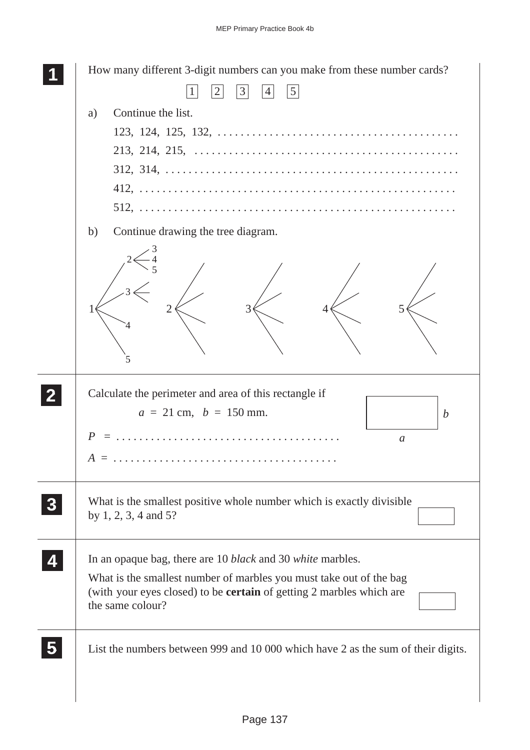**1** How many different 3-digit numbers can you make from these number cards?

1 2 3 4 5

a) Continue the list.

123, 124, 125, 132, . . . . . . . . . . . . . . . . . . . . . . . . . . . . . . . . . . . . . . .

213, 214, 215, . . . . . . . . . . . . . . . . . . . . . . . . . . . . . . . . . . . . . . . . . . . .

312, 314, . . . . . . . . . . . . . . . . . . . . . . . . . . . . . . . . . . . . . . . . . . . . . . . .

412, . . . . . . . . . . . . . . . . . . . . . . . . . . . . . . . . . . . . . . . . . . . . . . . . . . . .

512, . . . . . . . . . . . . . . . . . . . . . . . . . . . . . . . . . . . . . . . . . . . . . . . . . . . .

b) Continue drawing the tree diagram.

1 → 2 → 3, 4, 5; 1 → 3; 1 → 4; 1 → 5

2; 3; 4; 5

**2** Calculate the perimeter and area of this rectangle if

$a = 21$ cm, $b = 150$ mm.

$P$ = . . . . . . . . . . . . . . . . . . . . . . . . . . . . . . . . . . . . .

$A$ = . . . . . . . . . . . . . . . . . . . . . . . . . . . . . . . . . . . . .

**3** What is the smallest positive whole number which is exactly divisible by 1, 2, 3, 4 and 5?

**4** In an opaque bag, there are 10 *black* and 30 *white* marbles.

What is the smallest number of marbles you must take out of the bag (with your eyes closed) to be **certain** of getting 2 marbles which are the same colour?

**5** List the numbers between 999 and 10 000 which have 2 as the sum of their digits.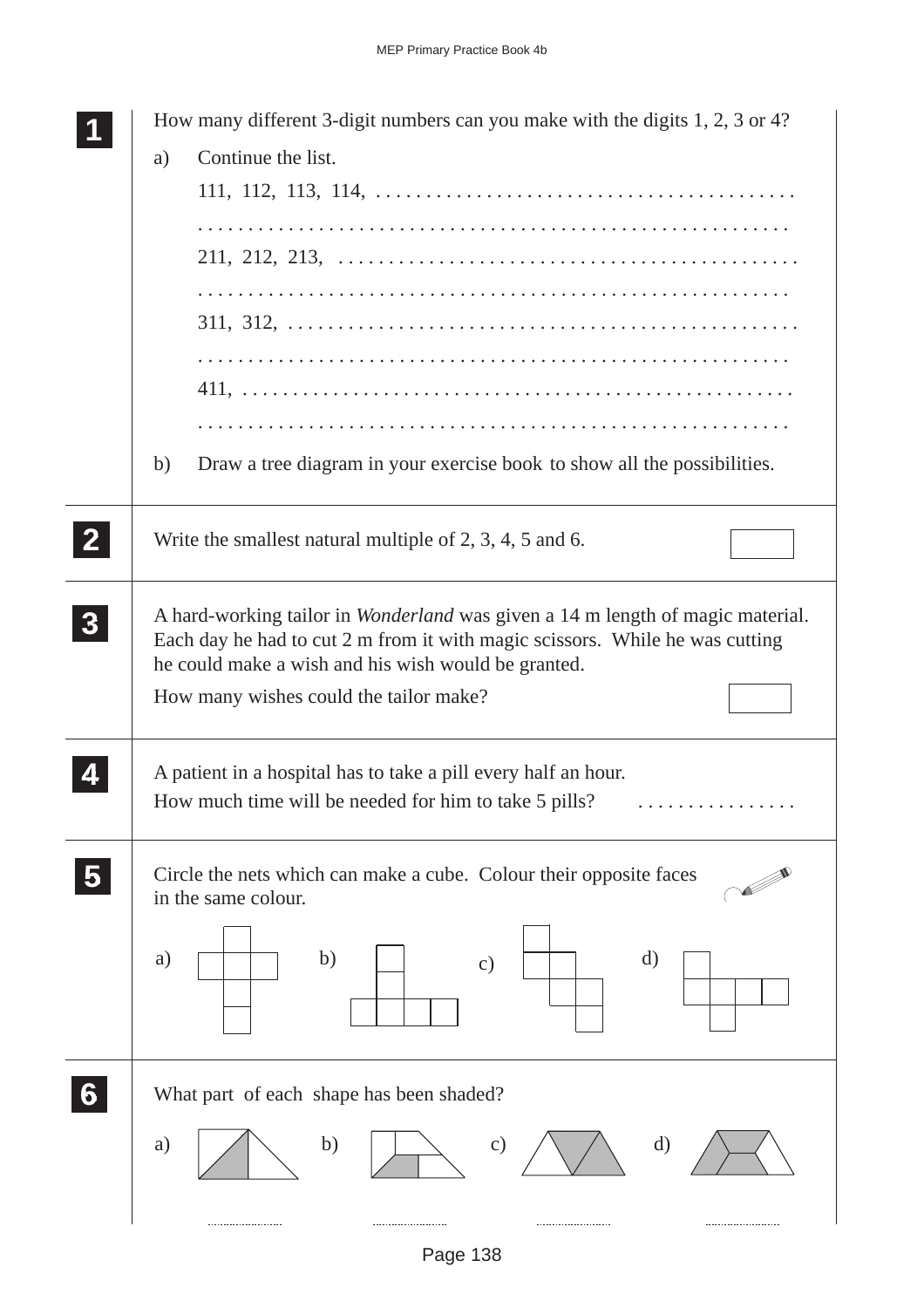**1** How many different 3-digit numbers can you make with the digits 1, 2, 3 or 4?

a) Continue the list.

111, 112, 113, 114, . . . . . . . . . . . . . . . . . . . . . . . . . . . . . . . . . . . . . . . .

. . . . . . . . . . . . . . . . . . . . . . . . . . . . . . . . . . . . . . . . . . . . . . . . . . . . .

211, 212, 213, . . . . . . . . . . . . . . . . . . . . . . . . . . . . . . . . . . . . . . . . . .

. . . . . . . . . . . . . . . . . . . . . . . . . . . . . . . . . . . . . . . . . . . . . . . . . . . . .

311, 312, . . . . . . . . . . . . . . . . . . . . . . . . . . . . . . . . . . . . . . . . . . . . . .

. . . . . . . . . . . . . . . . . . . . . . . . . . . . . . . . . . . . . . . . . . . . . . . . . . . . .

411, . . . . . . . . . . . . . . . . . . . . . . . . . . . . . . . . . . . . . . . . . . . . . . . . . .

. . . . . . . . . . . . . . . . . . . . . . . . . . . . . . . . . . . . . . . . . . . . . . . . . . . . .

b) Draw a tree diagram in your exercise book to show all the possibilities.

**2** Write the smallest natural multiple of 2, 3, 4, 5 and 6.

**3** A hard-working tailor in *Wonderland* was given a 14 m length of magic material. Each day he had to cut 2 m from it with magic scissors. While he was cutting he could make a wish and his wish would be granted.

How many wishes could the tailor make?

**4** A patient in a hospital has to take a pill every half an hour.
How much time will be needed for him to take 5 pills? . . . . . . . . . . . . . . . .

**5** Circle the nets which can make a cube. Colour their opposite faces in the same colour.

a) b) c) d)

**6** What part of each shape has been shaded?

a) . . . . . . . . . . b) . . . . . . . . . . c) . . . . . . . . . . d) . . . . . . . . . .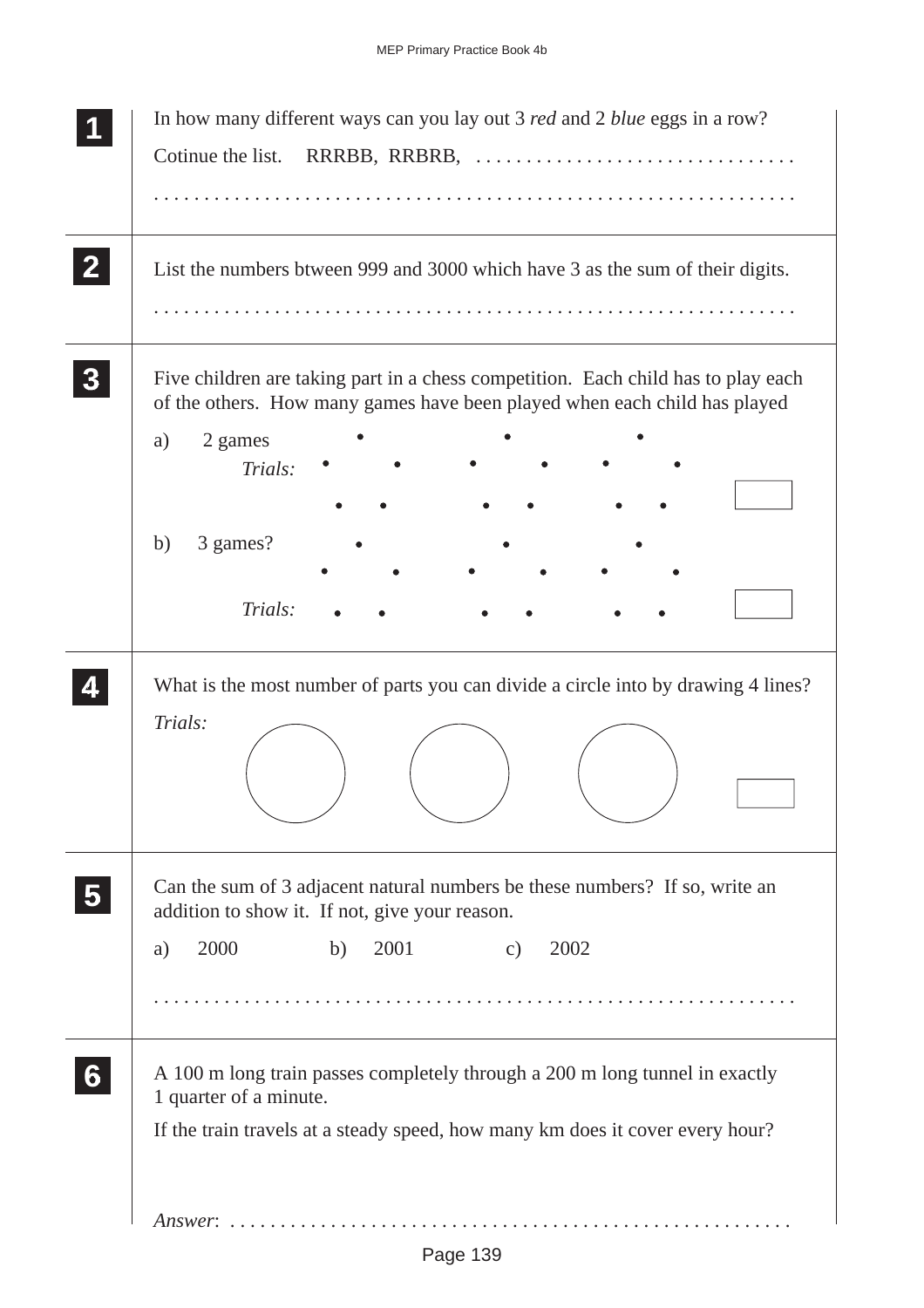**1** In how many different ways can you lay out 3 *red* and 2 *blue* eggs in a row?

Cotinue the list.   RRRBB,  RRBRB,  . . . . . . . . . . . . . . . . . . . . . . . . . . . . . . .

. . . . . . . . . . . . . . . . . . . . . . . . . . . . . . . . . . . . . . . . . . . . . . . . . . . . . . . . . . . . .

**2** List the numbers btween 999 and 3000 which have 3 as the sum of their digits.

. . . . . . . . . . . . . . . . . . . . . . . . . . . . . . . . . . . . . . . . . . . . . . . . . . . . . . . . . . . . .

**3** Five children are taking part in a chess competition. Each child has to play each of the others. How many games have been played when each child has played

a) 2 games

*Trials:*

b) 3 games?

*Trials:*

**4** What is the most number of parts you can divide a circle into by drawing 4 lines?

*Trials:*

**5** Can the sum of 3 adjacent natural numbers be these numbers? If so, write an addition to show it. If not, give your reason.

a) 2000    b) 2001    c) 2002

. . . . . . . . . . . . . . . . . . . . . . . . . . . . . . . . . . . . . . . . . . . . . . . . . . . . . . . . . . . . .

**6** A 100 m long train passes completely through a 200 m long tunnel in exactly 1 quarter of a minute.

If the train travels at a steady speed, how many km does it cover every hour?

*Answer*: . . . . . . . . . . . . . . . . . . . . . . . . . . . . . . . . . . . . . . . . . . . . . . . . . . . . . .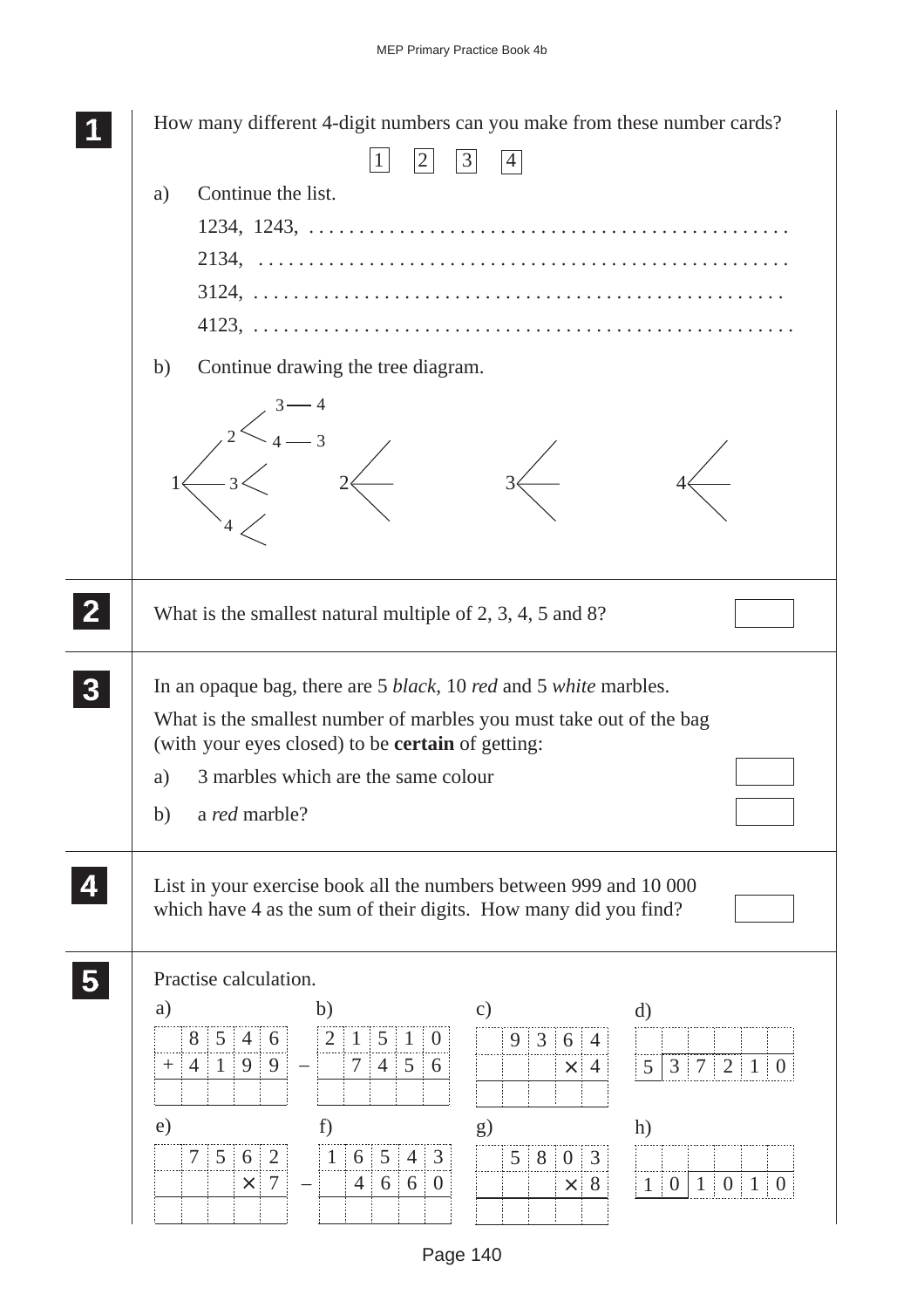**1** How many different 4-digit numbers can you make from these number cards?

1 2 3 4

a) Continue the list.

1234, 1243, . . . . . . . . . . . . . . . . . . . . . . . . . . . . . . . . . . . . . . . . . . . . .

2134, . . . . . . . . . . . . . . . . . . . . . . . . . . . . . . . . . . . . . . . . . . . . . . . . . .

3124, . . . . . . . . . . . . . . . . . . . . . . . . . . . . . . . . . . . . . . . . . . . . . . . . . .

4123, . . . . . . . . . . . . . . . . . . . . . . . . . . . . . . . . . . . . . . . . . . . . . . . . . . .

b) Continue drawing the tree diagram.

1 — 2 — 3 — 4
1 — 2 — 4 — 3
1 — 3
1 — 4

2

3

4

**2** What is the smallest natural multiple of 2, 3, 4, 5 and 8?

**3** In an opaque bag, there are 5 *black*, 10 *red* and 5 *white* marbles.

What is the smallest number of marbles you must take out of the bag (with your eyes closed) to be **certain** of getting:

a) 3 marbles which are the same colour

b) a *red* marble?

**4** List in your exercise book all the numbers between 999 and 10 000 which have 4 as the sum of their digits. How many did you find?

**5** Practise calculation.

a)

| | | | | |
|---|---|---|---|---|
| | 8 | 5 | 4 | 6 |
| + | 4 | 1 | 9 | 9 |
| | | | | |

b)

| | | | | | |
|---|---|---|---|---|---|
| | 2 | 1 | 5 | 1 | 0 |
| – | | 7 | 4 | 5 | 6 |
| | | | | | |

c)

| | | | | |
|---|---|---|---|---|
| | 9 | 3 | 6 | 4 |
| | | | × | 4 |
| | | | | |

d) $53\,7210 \div 5$

| | | | | | | |
|---|---|---|---|---|---|---|
| | | | | | | |
| 5 | 3 | 7 | 2 | 1 | 0 | |

e)

| | | | | |
|---|---|---|---|---|
| | 7 | 5 | 6 | 2 |
| | | | × | 7 |
| | | | | |

f)

| | | | | | |
|---|---|---|---|---|---|
| | 1 | 6 | 5 | 4 | 3 |
| – | | 4 | 6 | 6 | 0 |
| | | | | | |

g)

| | | | | |
|---|---|---|---|---|
| | 5 | 8 | 0 | 3 |
| | | | × | 8 |
| | | | | |

h) $10\,1010 \div 10$

| | | | | | |
|---|---|---|---|---|---|
| | | | | | |
| 1 | 0 | 1 | 0 | 1 | 0 |